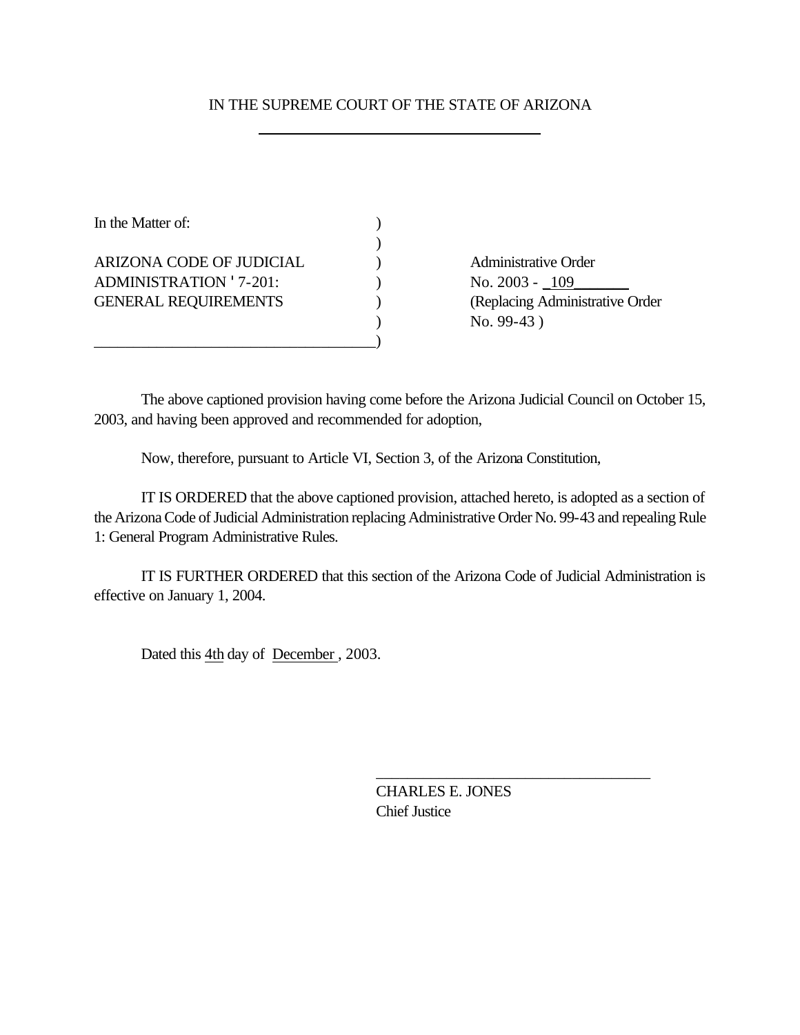IN THE SUPREME COURT OF THE STATE OF ARIZONA

In the Matter of:

ARIZONA CODE OF JUDICIAL ADMINISTRATION ' 7-201: GENERAL REQUIREMENTS

Administrative Order No. 2003 - 109 (Replacing Administrative Order No. 99-43 )

The above captioned provision having come before the Arizona Judicial Council on October 15, 2003, and having been approved and recommended for adoption,

Now, therefore, pursuant to Article VI, Section 3, of the Arizona Constitution,

IT IS ORDERED that the above captioned provision, attached hereto, is adopted as a section of the Arizona Code of Judicial Administration replacing Administrative Order No. 99-43 and repealing Rule 1: General Program Administrative Rules.

IT IS FURTHER ORDERED that this section of the Arizona Code of Judicial Administration is effective on January 1, 2004.

Dated this 4th day of December , 2003.

CHARLES E. JONES
Chief Justice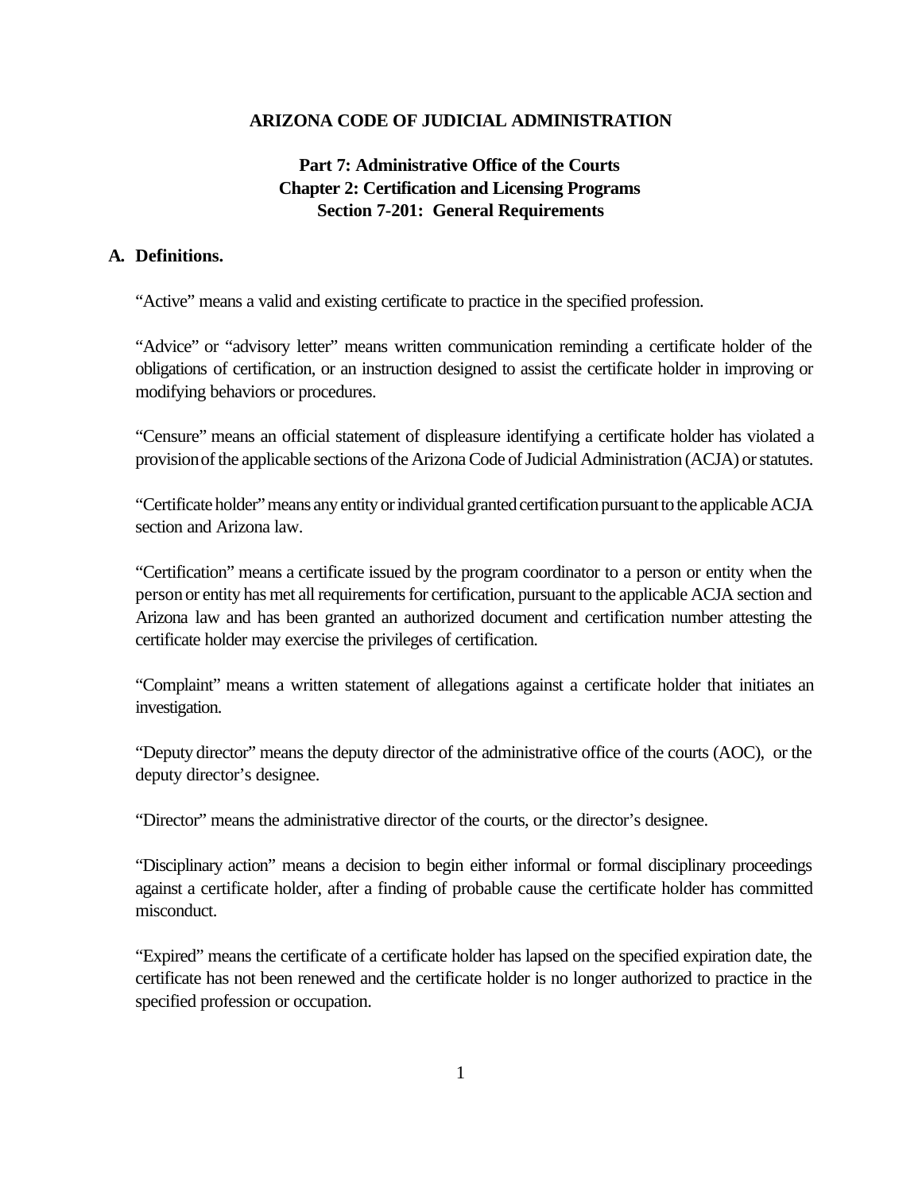**ARIZONA CODE OF JUDICIAL ADMINISTRATION**

**Part 7: Administrative Office of the Courts**
**Chapter 2: Certification and Licensing Programs**
**Section 7-201: General Requirements**

**A. Definitions.**

"Active" means a valid and existing certificate to practice in the specified profession.

"Advice" or "advisory letter" means written communication reminding a certificate holder of the obligations of certification, or an instruction designed to assist the certificate holder in improving or modifying behaviors or procedures.

"Censure" means an official statement of displeasure identifying a certificate holder has violated a provision of the applicable sections of the Arizona Code of Judicial Administration (ACJA) or statutes.

"Certificate holder" means any entity or individual granted certification pursuant to the applicable ACJA section and Arizona law.

"Certification" means a certificate issued by the program coordinator to a person or entity when the person or entity has met all requirements for certification, pursuant to the applicable ACJA section and Arizona law and has been granted an authorized document and certification number attesting the certificate holder may exercise the privileges of certification.

"Complaint" means a written statement of allegations against a certificate holder that initiates an investigation.

"Deputy director" means the deputy director of the administrative office of the courts (AOC), or the deputy director's designee.

"Director" means the administrative director of the courts, or the director's designee.

"Disciplinary action" means a decision to begin either informal or formal disciplinary proceedings against a certificate holder, after a finding of probable cause the certificate holder has committed misconduct.

"Expired" means the certificate of a certificate holder has lapsed on the specified expiration date, the certificate has not been renewed and the certificate holder is no longer authorized to practice in the specified profession or occupation.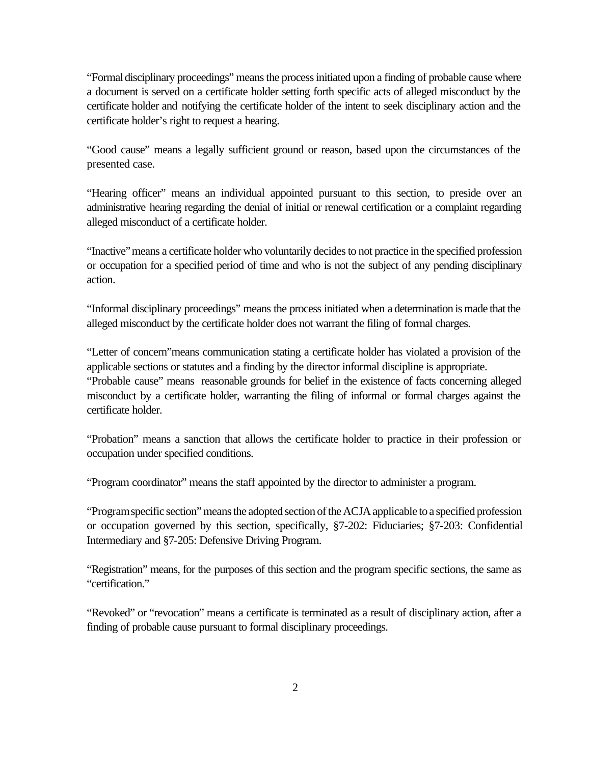"Formal disciplinary proceedings" means the process initiated upon a finding of probable cause where a document is served on a certificate holder setting forth specific acts of alleged misconduct by the certificate holder and notifying the certificate holder of the intent to seek disciplinary action and the certificate holder's right to request a hearing.

"Good cause" means a legally sufficient ground or reason, based upon the circumstances of the presented case.

"Hearing officer" means an individual appointed pursuant to this section, to preside over an administrative hearing regarding the denial of initial or renewal certification or a complaint regarding alleged misconduct of a certificate holder.

"Inactive" means a certificate holder who voluntarily decides to not practice in the specified profession or occupation for a specified period of time and who is not the subject of any pending disciplinary action.

"Informal disciplinary proceedings" means the process initiated when a determination is made that the alleged misconduct by the certificate holder does not warrant the filing of formal charges.

"Letter of concern" means communication stating a certificate holder has violated a provision of the applicable sections or statutes and a finding by the director informal discipline is appropriate.
"Probable cause" means reasonable grounds for belief in the existence of facts concerning alleged misconduct by a certificate holder, warranting the filing of informal or formal charges against the certificate holder.

"Probation" means a sanction that allows the certificate holder to practice in their profession or occupation under specified conditions.

"Program coordinator" means the staff appointed by the director to administer a program.

"Program specific section" means the adopted section of the ACJA applicable to a specified profession or occupation governed by this section, specifically, §7-202: Fiduciaries; §7-203: Confidential Intermediary and §7-205: Defensive Driving Program.

"Registration" means, for the purposes of this section and the program specific sections, the same as "certification."

"Revoked" or "revocation" means a certificate is terminated as a result of disciplinary action, after a finding of probable cause pursuant to formal disciplinary proceedings.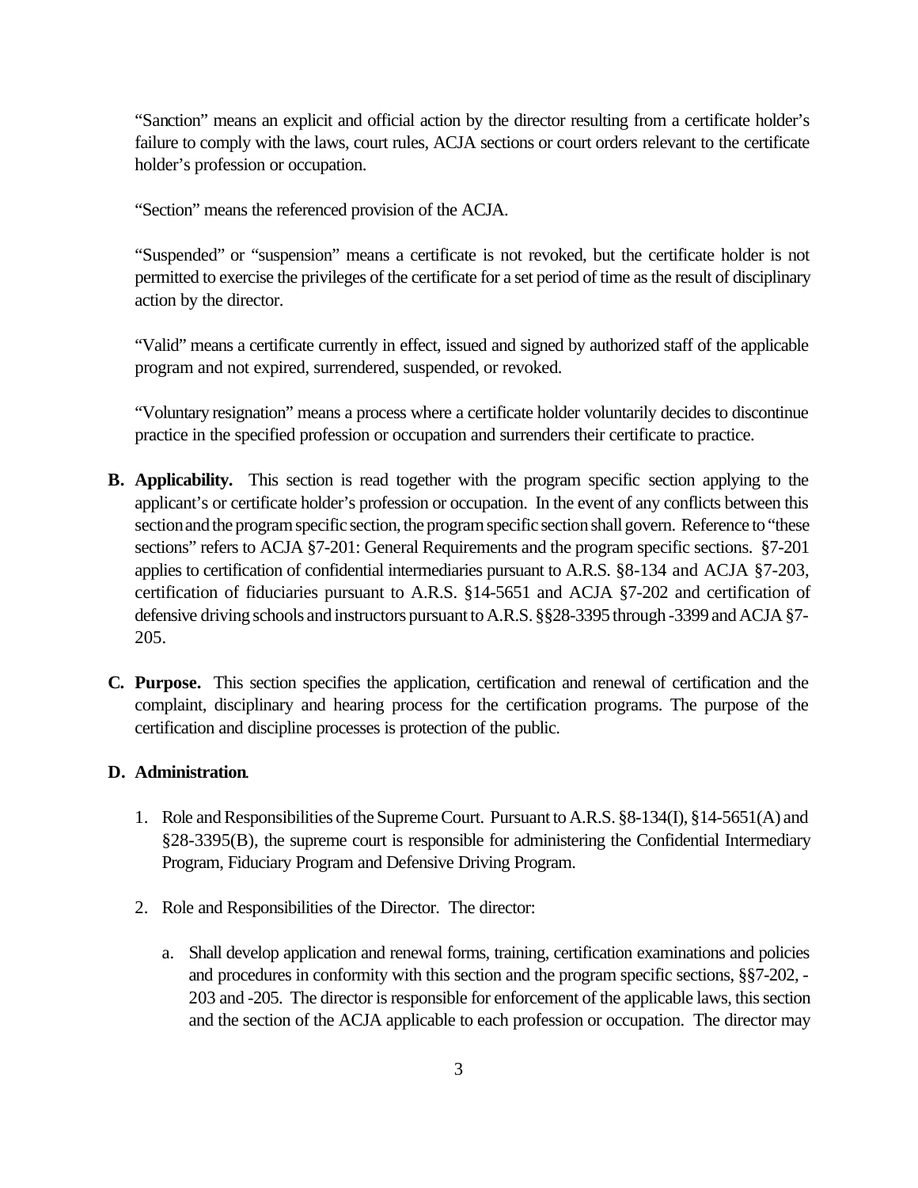"Sanction" means an explicit and official action by the director resulting from a certificate holder's failure to comply with the laws, court rules, ACJA sections or court orders relevant to the certificate holder's profession or occupation.

"Section" means the referenced provision of the ACJA.

"Suspended" or "suspension" means a certificate is not revoked, but the certificate holder is not permitted to exercise the privileges of the certificate for a set period of time as the result of disciplinary action by the director.

"Valid" means a certificate currently in effect, issued and signed by authorized staff of the applicable program and not expired, surrendered, suspended, or revoked.

"Voluntary resignation" means a process where a certificate holder voluntarily decides to discontinue practice in the specified profession or occupation and surrenders their certificate to practice.

**B. Applicability.** This section is read together with the program specific section applying to the applicant's or certificate holder's profession or occupation. In the event of any conflicts between this section and the program specific section, the program specific section shall govern. Reference to "these sections" refers to ACJA §7-201: General Requirements and the program specific sections. §7-201 applies to certification of confidential intermediaries pursuant to A.R.S. §8-134 and ACJA §7-203, certification of fiduciaries pursuant to A.R.S. §14-5651 and ACJA §7-202 and certification of defensive driving schools and instructors pursuant to A.R.S. §§28-3395 through -3399 and ACJA §7-205.

**C. Purpose.** This section specifies the application, certification and renewal of certification and the complaint, disciplinary and hearing process for the certification programs. The purpose of the certification and discipline processes is protection of the public.

**D. Administration.**

1. Role and Responsibilities of the Supreme Court. Pursuant to A.R.S. §8-134(I), §14-5651(A) and §28-3395(B), the supreme court is responsible for administering the Confidential Intermediary Program, Fiduciary Program and Defensive Driving Program.

2. Role and Responsibilities of the Director. The director:

   a. Shall develop application and renewal forms, training, certification examinations and policies and procedures in conformity with this section and the program specific sections, §§7-202, -203 and -205. The director is responsible for enforcement of the applicable laws, this section and the section of the ACJA applicable to each profession or occupation. The director may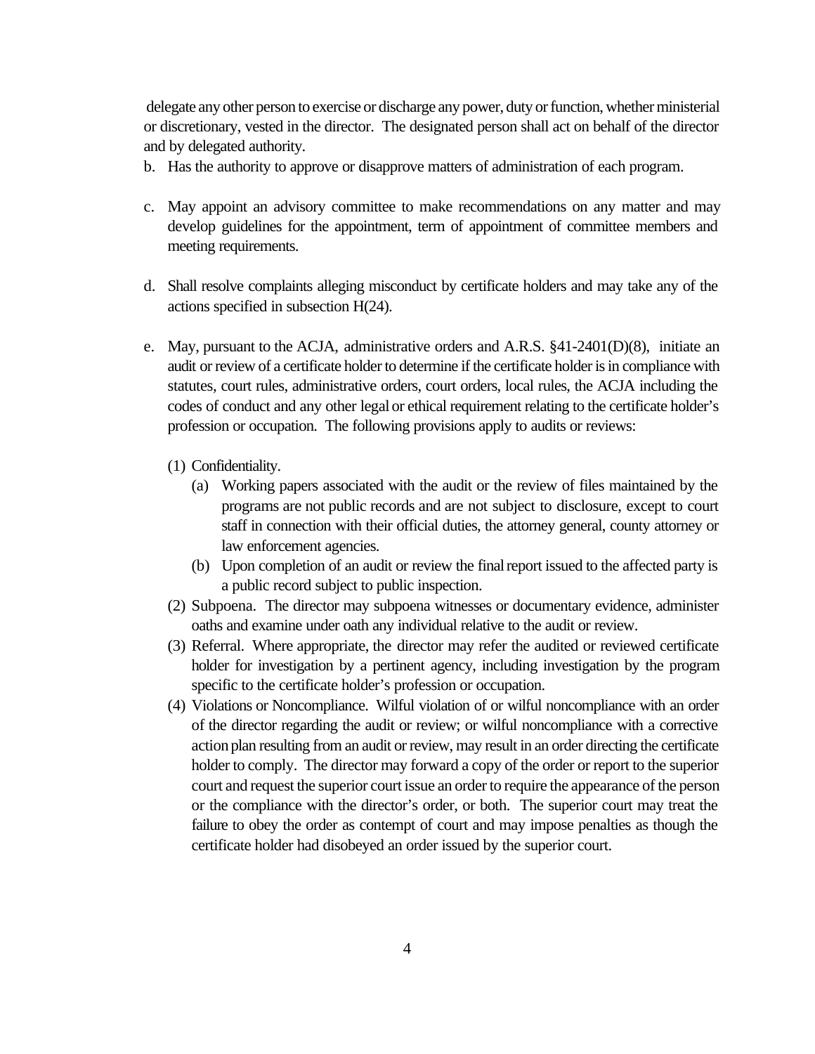delegate any other person to exercise or discharge any power, duty or function, whether ministerial or discretionary, vested in the director. The designated person shall act on behalf of the director and by delegated authority.

b. Has the authority to approve or disapprove matters of administration of each program.

c. May appoint an advisory committee to make recommendations on any matter and may develop guidelines for the appointment, term of appointment of committee members and meeting requirements.

d. Shall resolve complaints alleging misconduct by certificate holders and may take any of the actions specified in subsection H(24).

e. May, pursuant to the ACJA, administrative orders and A.R.S. §41-2401(D)(8), initiate an audit or review of a certificate holder to determine if the certificate holder is in compliance with statutes, court rules, administrative orders, court orders, local rules, the ACJA including the codes of conduct and any other legal or ethical requirement relating to the certificate holder's profession or occupation. The following provisions apply to audits or reviews:

   (1) Confidentiality.
      (a) Working papers associated with the audit or the review of files maintained by the programs are not public records and are not subject to disclosure, except to court staff in connection with their official duties, the attorney general, county attorney or law enforcement agencies.
      (b) Upon completion of an audit or review the final report issued to the affected party is a public record subject to public inspection.

   (2) Subpoena. The director may subpoena witnesses or documentary evidence, administer oaths and examine under oath any individual relative to the audit or review.

   (3) Referral. Where appropriate, the director may refer the audited or reviewed certificate holder for investigation by a pertinent agency, including investigation by the program specific to the certificate holder's profession or occupation.

   (4) Violations or Noncompliance. Wilful violation of or wilful noncompliance with an order of the director regarding the audit or review; or wilful noncompliance with a corrective action plan resulting from an audit or review, may result in an order directing the certificate holder to comply. The director may forward a copy of the order or report to the superior court and request the superior court issue an order to require the appearance of the person or the compliance with the director's order, or both. The superior court may treat the failure to obey the order as contempt of court and may impose penalties as though the certificate holder had disobeyed an order issued by the superior court.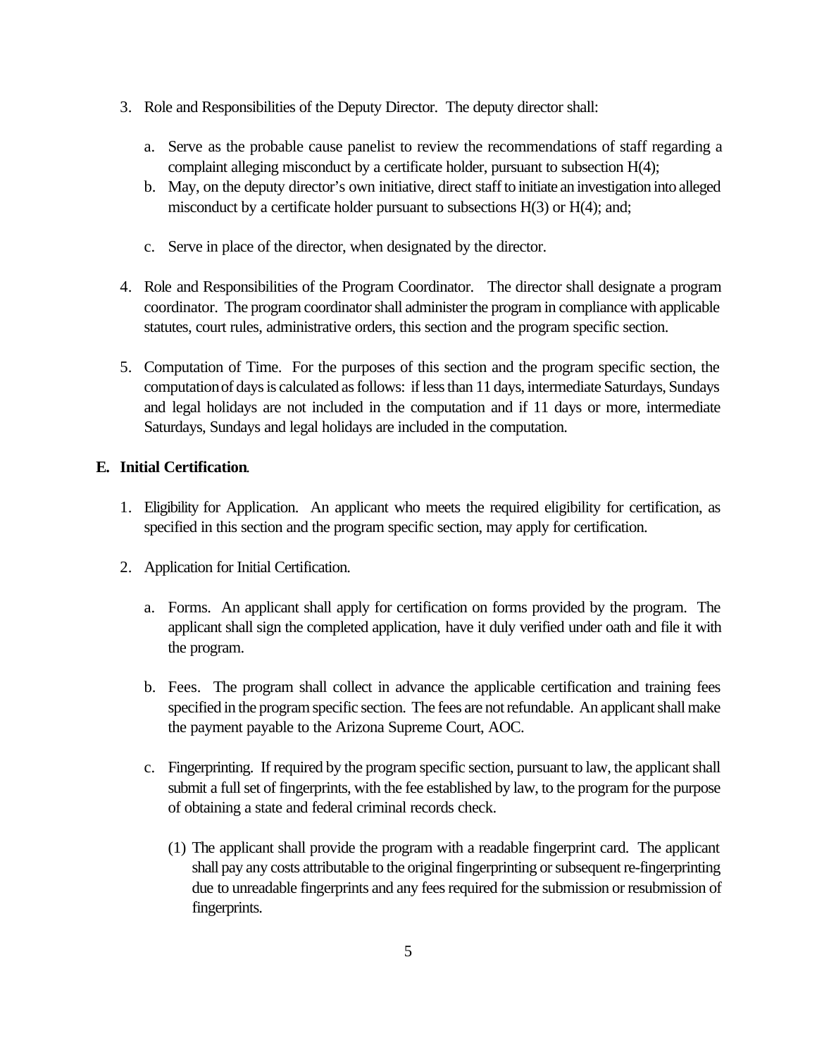3. Role and Responsibilities of the Deputy Director. The deputy director shall:

   a. Serve as the probable cause panelist to review the recommendations of staff regarding a complaint alleging misconduct by a certificate holder, pursuant to subsection H(4);
   b. May, on the deputy director's own initiative, direct staff to initiate an investigation into alleged misconduct by a certificate holder pursuant to subsections H(3) or H(4); and;

   c. Serve in place of the director, when designated by the director.

4. Role and Responsibilities of the Program Coordinator. The director shall designate a program coordinator. The program coordinator shall administer the program in compliance with applicable statutes, court rules, administrative orders, this section and the program specific section.

5. Computation of Time. For the purposes of this section and the program specific section, the computation of days is calculated as follows: if less than 11 days, intermediate Saturdays, Sundays and legal holidays are not included in the computation and if 11 days or more, intermediate Saturdays, Sundays and legal holidays are included in the computation.

**E. Initial Certification**.

1. Eligibility for Application. An applicant who meets the required eligibility for certification, as specified in this section and the program specific section, may apply for certification.

2. Application for Initial Certification.

   a. Forms. An applicant shall apply for certification on forms provided by the program. The applicant shall sign the completed application, have it duly verified under oath and file it with the program.

   b. Fees. The program shall collect in advance the applicable certification and training fees specified in the program specific section. The fees are not refundable. An applicant shall make the payment payable to the Arizona Supreme Court, AOC.

   c. Fingerprinting. If required by the program specific section, pursuant to law, the applicant shall submit a full set of fingerprints, with the fee established by law, to the program for the purpose of obtaining a state and federal criminal records check.

      (1) The applicant shall provide the program with a readable fingerprint card. The applicant shall pay any costs attributable to the original fingerprinting or subsequent re-fingerprinting due to unreadable fingerprints and any fees required for the submission or resubmission of fingerprints.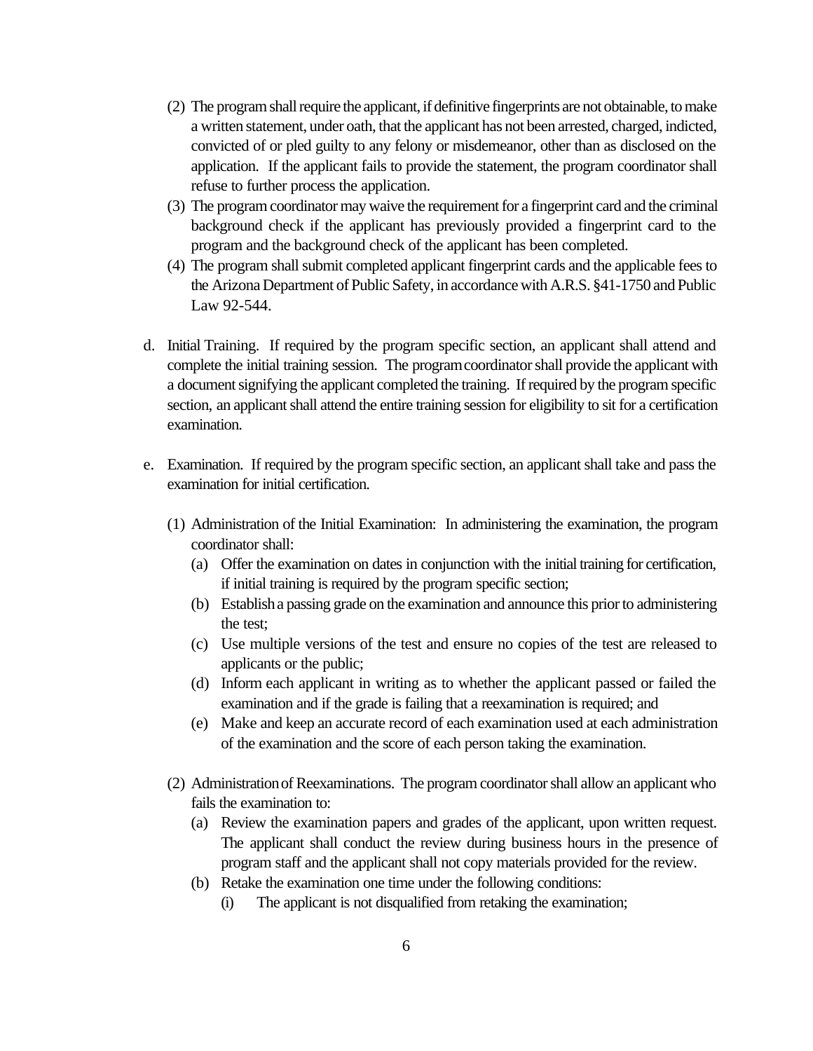(2) The program shall require the applicant, if definitive fingerprints are not obtainable, to make a written statement, under oath, that the applicant has not been arrested, charged, indicted, convicted of or pled guilty to any felony or misdemeanor, other than as disclosed on the application. If the applicant fails to provide the statement, the program coordinator shall refuse to further process the application.

(3) The program coordinator may waive the requirement for a fingerprint card and the criminal background check if the applicant has previously provided a fingerprint card to the program and the background check of the applicant has been completed.

(4) The program shall submit completed applicant fingerprint cards and the applicable fees to the Arizona Department of Public Safety, in accordance with A.R.S. §41-1750 and Public Law 92-544.

d. Initial Training. If required by the program specific section, an applicant shall attend and complete the initial training session. The program coordinator shall provide the applicant with a document signifying the applicant completed the training. If required by the program specific section, an applicant shall attend the entire training session for eligibility to sit for a certification examination.

e. Examination. If required by the program specific section, an applicant shall take and pass the examination for initial certification.

(1) Administration of the Initial Examination: In administering the examination, the program coordinator shall:

(a) Offer the examination on dates in conjunction with the initial training for certification, if initial training is required by the program specific section;

(b) Establish a passing grade on the examination and announce this prior to administering the test;

(c) Use multiple versions of the test and ensure no copies of the test are released to applicants or the public;

(d) Inform each applicant in writing as to whether the applicant passed or failed the examination and if the grade is failing that a reexamination is required; and

(e) Make and keep an accurate record of each examination used at each administration of the examination and the score of each person taking the examination.

(2) Administration of Reexaminations. The program coordinator shall allow an applicant who fails the examination to:

(a) Review the examination papers and grades of the applicant, upon written request. The applicant shall conduct the review during business hours in the presence of program staff and the applicant shall not copy materials provided for the review.

(b) Retake the examination one time under the following conditions:

(i) The applicant is not disqualified from retaking the examination;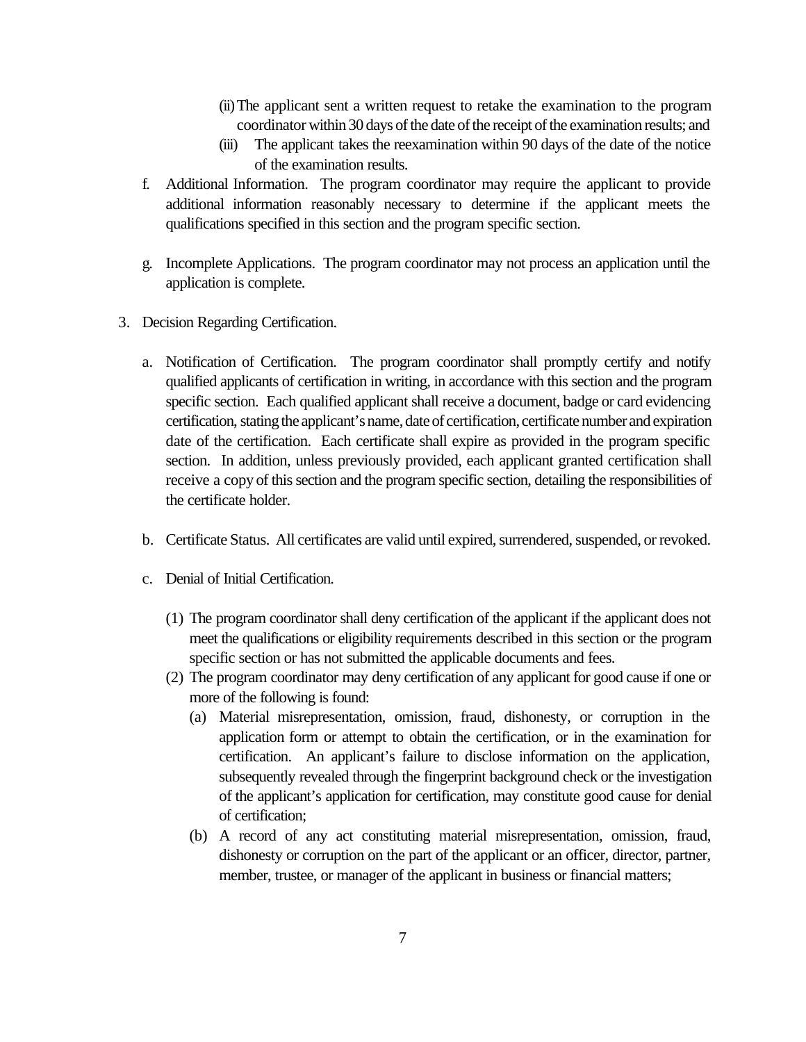(ii) The applicant sent a written request to retake the examination to the program coordinator within 30 days of the date of the receipt of the examination results; and

(iii) The applicant takes the reexamination within 90 days of the date of the notice of the examination results.

f. Additional Information. The program coordinator may require the applicant to provide additional information reasonably necessary to determine if the applicant meets the qualifications specified in this section and the program specific section.

g. Incomplete Applications. The program coordinator may not process an application until the application is complete.

3. Decision Regarding Certification.

a. Notification of Certification. The program coordinator shall promptly certify and notify qualified applicants of certification in writing, in accordance with this section and the program specific section. Each qualified applicant shall receive a document, badge or card evidencing certification, stating the applicant's name, date of certification, certificate number and expiration date of the certification. Each certificate shall expire as provided in the program specific section. In addition, unless previously provided, each applicant granted certification shall receive a copy of this section and the program specific section, detailing the responsibilities of the certificate holder.

b. Certificate Status. All certificates are valid until expired, surrendered, suspended, or revoked.

c. Denial of Initial Certification.

(1) The program coordinator shall deny certification of the applicant if the applicant does not meet the qualifications or eligibility requirements described in this section or the program specific section or has not submitted the applicable documents and fees.

(2) The program coordinator may deny certification of any applicant for good cause if one or more of the following is found:

(a) Material misrepresentation, omission, fraud, dishonesty, or corruption in the application form or attempt to obtain the certification, or in the examination for certification. An applicant's failure to disclose information on the application, subsequently revealed through the fingerprint background check or the investigation of the applicant's application for certification, may constitute good cause for denial of certification;

(b) A record of any act constituting material misrepresentation, omission, fraud, dishonesty or corruption on the part of the applicant or an officer, director, partner, member, trustee, or manager of the applicant in business or financial matters;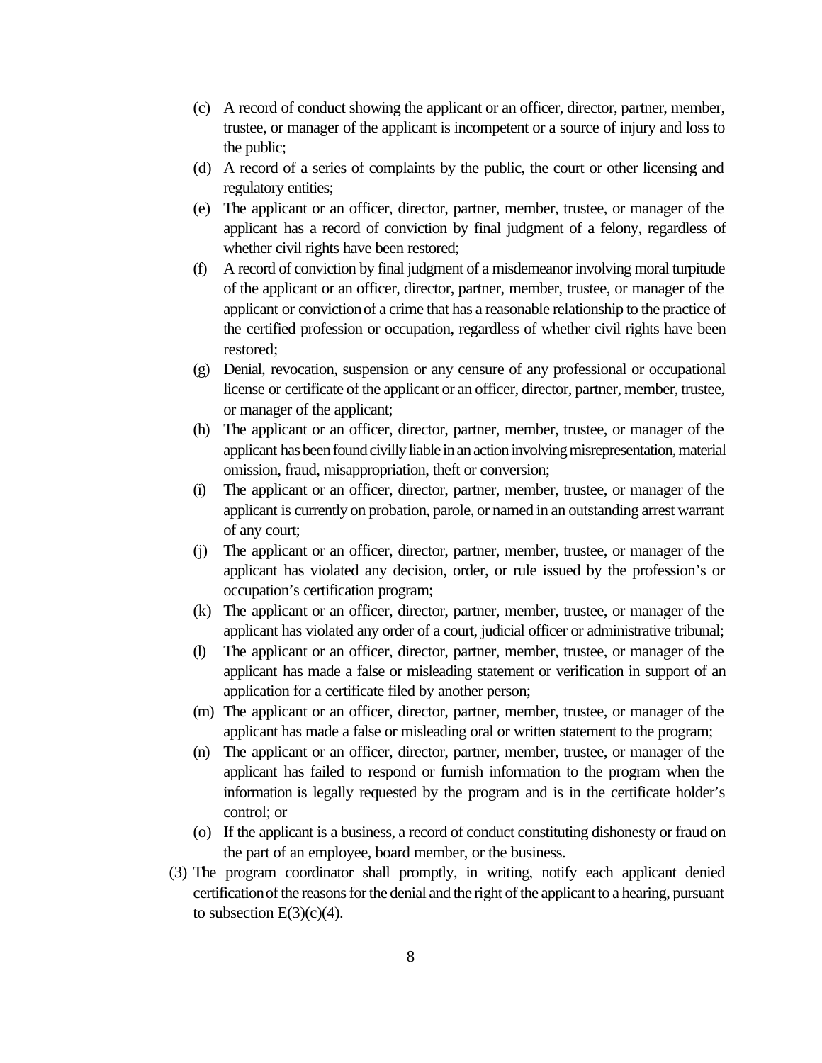(c) A record of conduct showing the applicant or an officer, director, partner, member, trustee, or manager of the applicant is incompetent or a source of injury and loss to the public;

(d) A record of a series of complaints by the public, the court or other licensing and regulatory entities;

(e) The applicant or an officer, director, partner, member, trustee, or manager of the applicant has a record of conviction by final judgment of a felony, regardless of whether civil rights have been restored;

(f) A record of conviction by final judgment of a misdemeanor involving moral turpitude of the applicant or an officer, director, partner, member, trustee, or manager of the applicant or conviction of a crime that has a reasonable relationship to the practice of the certified profession or occupation, regardless of whether civil rights have been restored;

(g) Denial, revocation, suspension or any censure of any professional or occupational license or certificate of the applicant or an officer, director, partner, member, trustee, or manager of the applicant;

(h) The applicant or an officer, director, partner, member, trustee, or manager of the applicant has been found civilly liable in an action involving misrepresentation, material omission, fraud, misappropriation, theft or conversion;

(i) The applicant or an officer, director, partner, member, trustee, or manager of the applicant is currently on probation, parole, or named in an outstanding arrest warrant of any court;

(j) The applicant or an officer, director, partner, member, trustee, or manager of the applicant has violated any decision, order, or rule issued by the profession's or occupation's certification program;

(k) The applicant or an officer, director, partner, member, trustee, or manager of the applicant has violated any order of a court, judicial officer or administrative tribunal;

(l) The applicant or an officer, director, partner, member, trustee, or manager of the applicant has made a false or misleading statement or verification in support of an application for a certificate filed by another person;

(m) The applicant or an officer, director, partner, member, trustee, or manager of the applicant has made a false or misleading oral or written statement to the program;

(n) The applicant or an officer, director, partner, member, trustee, or manager of the applicant has failed to respond or furnish information to the program when the information is legally requested by the program and is in the certificate holder's control; or

(o) If the applicant is a business, a record of conduct constituting dishonesty or fraud on the part of an employee, board member, or the business.

(3) The program coordinator shall promptly, in writing, notify each applicant denied certification of the reasons for the denial and the right of the applicant to a hearing, pursuant to subsection E(3)(c)(4).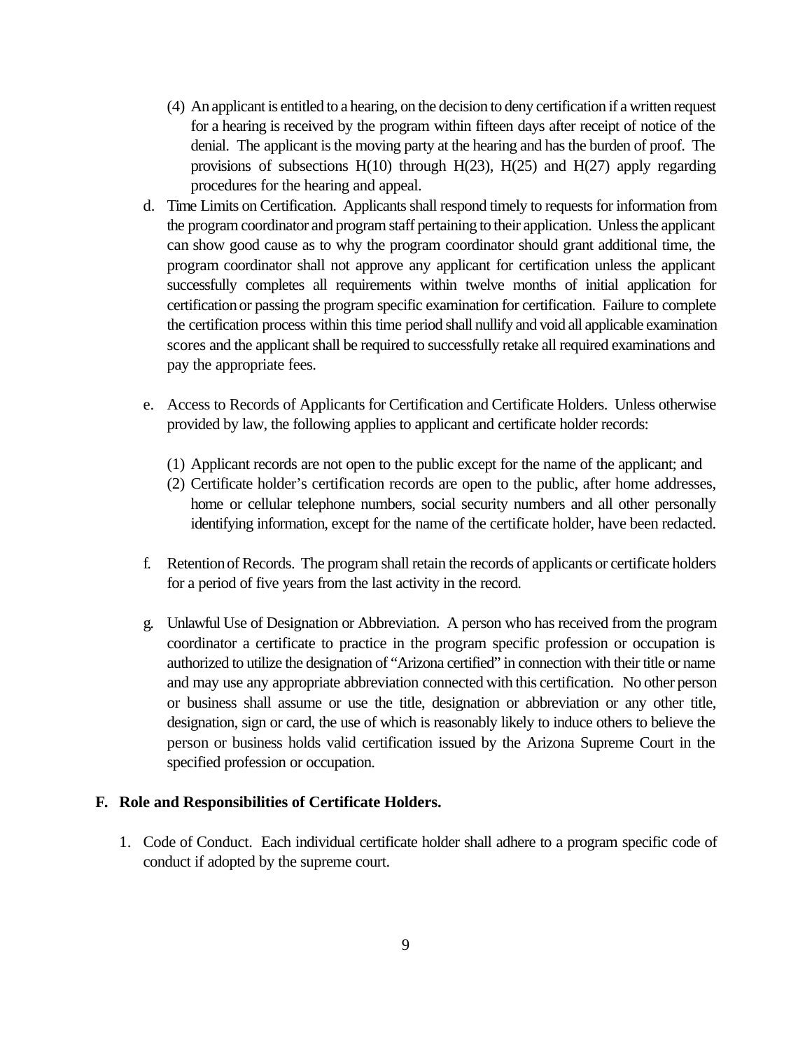(4) An applicant is entitled to a hearing, on the decision to deny certification if a written request for a hearing is received by the program within fifteen days after receipt of notice of the denial. The applicant is the moving party at the hearing and has the burden of proof. The provisions of subsections H(10) through H(23), H(25) and H(27) apply regarding procedures for the hearing and appeal.

d. Time Limits on Certification. Applicants shall respond timely to requests for information from the program coordinator and program staff pertaining to their application. Unless the applicant can show good cause as to why the program coordinator should grant additional time, the program coordinator shall not approve any applicant for certification unless the applicant successfully completes all requirements within twelve months of initial application for certification or passing the program specific examination for certification. Failure to complete the certification process within this time period shall nullify and void all applicable examination scores and the applicant shall be required to successfully retake all required examinations and pay the appropriate fees.

e. Access to Records of Applicants for Certification and Certificate Holders. Unless otherwise provided by law, the following applies to applicant and certificate holder records:

(1) Applicant records are not open to the public except for the name of the applicant; and
(2) Certificate holder's certification records are open to the public, after home addresses, home or cellular telephone numbers, social security numbers and all other personally identifying information, except for the name of the certificate holder, have been redacted.

f. Retention of Records. The program shall retain the records of applicants or certificate holders for a period of five years from the last activity in the record.

g. Unlawful Use of Designation or Abbreviation. A person who has received from the program coordinator a certificate to practice in the program specific profession or occupation is authorized to utilize the designation of "Arizona certified" in connection with their title or name and may use any appropriate abbreviation connected with this certification. No other person or business shall assume or use the title, designation or abbreviation or any other title, designation, sign or card, the use of which is reasonably likely to induce others to believe the person or business holds valid certification issued by the Arizona Supreme Court in the specified profession or occupation.

**F. Role and Responsibilities of Certificate Holders.**

1. Code of Conduct. Each individual certificate holder shall adhere to a program specific code of conduct if adopted by the supreme court.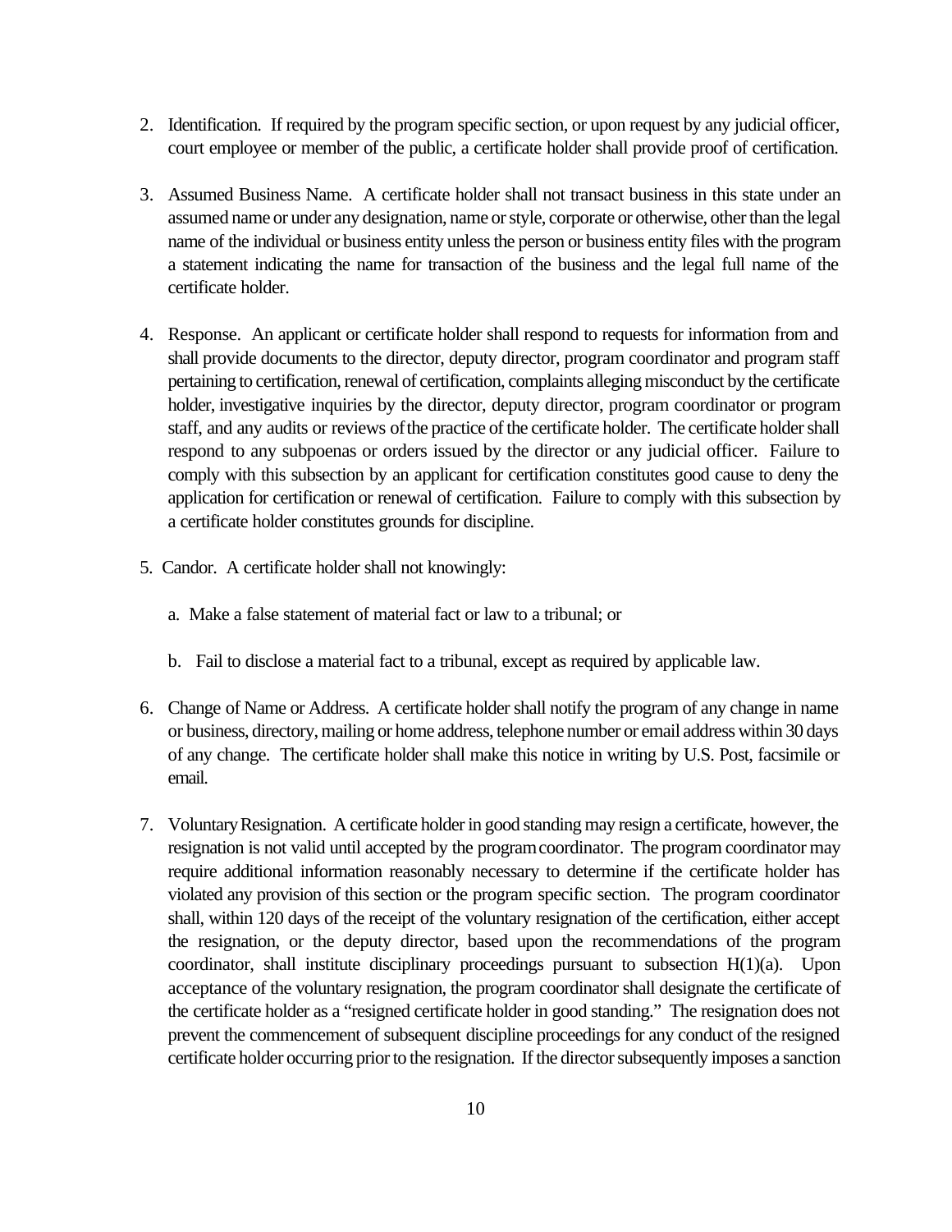2. Identification. If required by the program specific section, or upon request by any judicial officer, court employee or member of the public, a certificate holder shall provide proof of certification.

3. Assumed Business Name. A certificate holder shall not transact business in this state under an assumed name or under any designation, name or style, corporate or otherwise, other than the legal name of the individual or business entity unless the person or business entity files with the program a statement indicating the name for transaction of the business and the legal full name of the certificate holder.

4. Response. An applicant or certificate holder shall respond to requests for information from and shall provide documents to the director, deputy director, program coordinator and program staff pertaining to certification, renewal of certification, complaints alleging misconduct by the certificate holder, investigative inquiries by the director, deputy director, program coordinator or program staff, and any audits or reviews of the practice of the certificate holder. The certificate holder shall respond to any subpoenas or orders issued by the director or any judicial officer. Failure to comply with this subsection by an applicant for certification constitutes good cause to deny the application for certification or renewal of certification. Failure to comply with this subsection by a certificate holder constitutes grounds for discipline.

5. Candor. A certificate holder shall not knowingly:

   a. Make a false statement of material fact or law to a tribunal; or

   b. Fail to disclose a material fact to a tribunal, except as required by applicable law.

6. Change of Name or Address. A certificate holder shall notify the program of any change in name or business, directory, mailing or home address, telephone number or email address within 30 days of any change. The certificate holder shall make this notice in writing by U.S. Post, facsimile or email.

7. Voluntary Resignation. A certificate holder in good standing may resign a certificate, however, the resignation is not valid until accepted by the program coordinator. The program coordinator may require additional information reasonably necessary to determine if the certificate holder has violated any provision of this section or the program specific section. The program coordinator shall, within 120 days of the receipt of the voluntary resignation of the certification, either accept the resignation, or the deputy director, based upon the recommendations of the program coordinator, shall institute disciplinary proceedings pursuant to subsection H(1)(a). Upon acceptance of the voluntary resignation, the program coordinator shall designate the certificate of the certificate holder as a "resigned certificate holder in good standing." The resignation does not prevent the commencement of subsequent discipline proceedings for any conduct of the resigned certificate holder occurring prior to the resignation. If the director subsequently imposes a sanction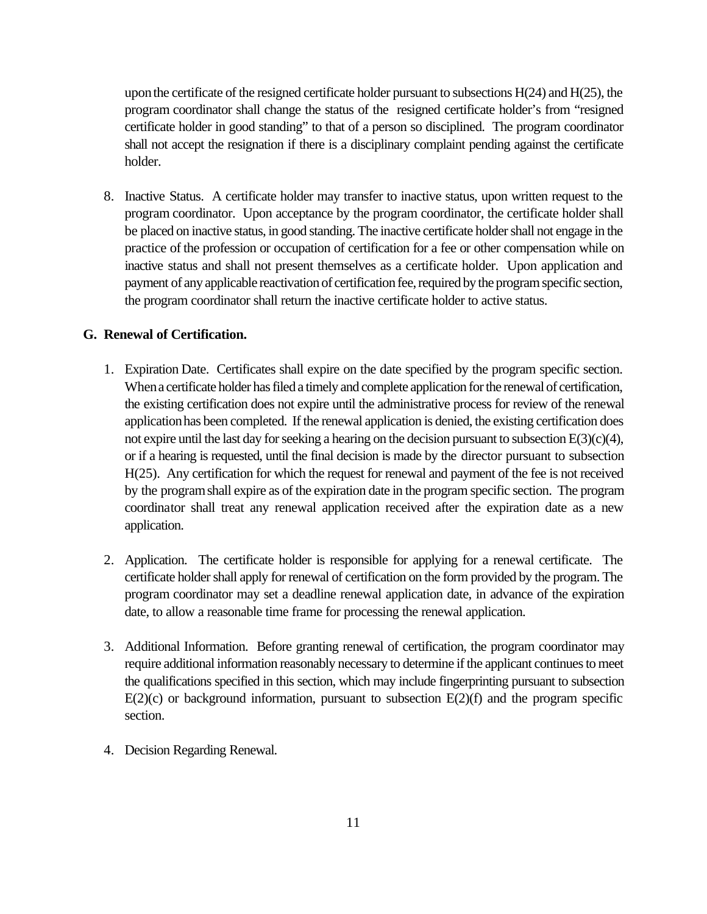upon the certificate of the resigned certificate holder pursuant to subsections H(24) and H(25), the program coordinator shall change the status of the resigned certificate holder's from "resigned certificate holder in good standing" to that of a person so disciplined. The program coordinator shall not accept the resignation if there is a disciplinary complaint pending against the certificate holder.

8. Inactive Status. A certificate holder may transfer to inactive status, upon written request to the program coordinator. Upon acceptance by the program coordinator, the certificate holder shall be placed on inactive status, in good standing. The inactive certificate holder shall not engage in the practice of the profession or occupation of certification for a fee or other compensation while on inactive status and shall not present themselves as a certificate holder. Upon application and payment of any applicable reactivation of certification fee, required by the program specific section, the program coordinator shall return the inactive certificate holder to active status.

## G. Renewal of Certification.

1. Expiration Date. Certificates shall expire on the date specified by the program specific section. When a certificate holder has filed a timely and complete application for the renewal of certification, the existing certification does not expire until the administrative process for review of the renewal application has been completed. If the renewal application is denied, the existing certification does not expire until the last day for seeking a hearing on the decision pursuant to subsection E(3)(c)(4), or if a hearing is requested, until the final decision is made by the director pursuant to subsection H(25). Any certification for which the request for renewal and payment of the fee is not received by the program shall expire as of the expiration date in the program specific section. The program coordinator shall treat any renewal application received after the expiration date as a new application.

2. Application. The certificate holder is responsible for applying for a renewal certificate. The certificate holder shall apply for renewal of certification on the form provided by the program. The program coordinator may set a deadline renewal application date, in advance of the expiration date, to allow a reasonable time frame for processing the renewal application.

3. Additional Information. Before granting renewal of certification, the program coordinator may require additional information reasonably necessary to determine if the applicant continues to meet the qualifications specified in this section, which may include fingerprinting pursuant to subsection E(2)(c) or background information, pursuant to subsection E(2)(f) and the program specific section.

4. Decision Regarding Renewal.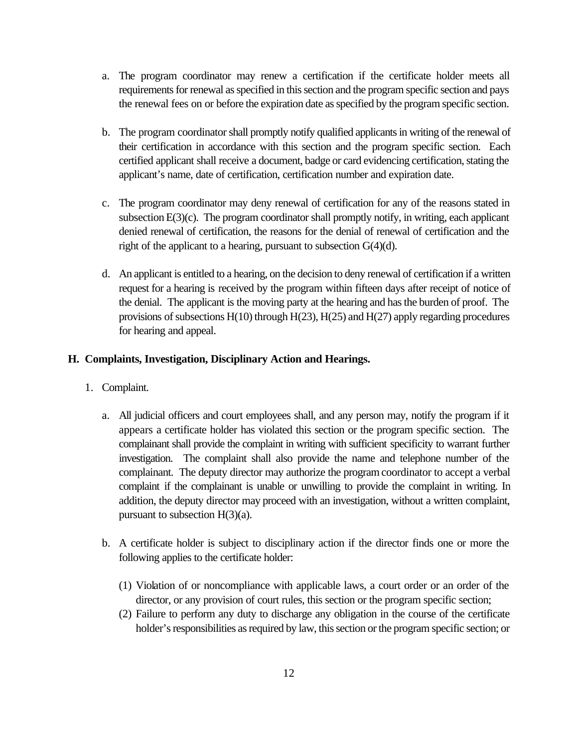a. The program coordinator may renew a certification if the certificate holder meets all requirements for renewal as specified in this section and the program specific section and pays the renewal fees on or before the expiration date as specified by the program specific section.

b. The program coordinator shall promptly notify qualified applicants in writing of the renewal of their certification in accordance with this section and the program specific section. Each certified applicant shall receive a document, badge or card evidencing certification, stating the applicant's name, date of certification, certification number and expiration date.

c. The program coordinator may deny renewal of certification for any of the reasons stated in subsection E(3)(c). The program coordinator shall promptly notify, in writing, each applicant denied renewal of certification, the reasons for the denial of renewal of certification and the right of the applicant to a hearing, pursuant to subsection G(4)(d).

d. An applicant is entitled to a hearing, on the decision to deny renewal of certification if a written request for a hearing is received by the program within fifteen days after receipt of notice of the denial. The applicant is the moving party at the hearing and has the burden of proof. The provisions of subsections H(10) through H(23), H(25) and H(27) apply regarding procedures for hearing and appeal.

## H. Complaints, Investigation, Disciplinary Action and Hearings.

1. Complaint.

   a. All judicial officers and court employees shall, and any person may, notify the program if it appears a certificate holder has violated this section or the program specific section. The complainant shall provide the complaint in writing with sufficient specificity to warrant further investigation. The complaint shall also provide the name and telephone number of the complainant. The deputy director may authorize the program coordinator to accept a verbal complaint if the complainant is unable or unwilling to provide the complaint in writing. In addition, the deputy director may proceed with an investigation, without a written complaint, pursuant to subsection H(3)(a).

   b. A certificate holder is subject to disciplinary action if the director finds one or more the following applies to the certificate holder:

      (1) Violation of or noncompliance with applicable laws, a court order or an order of the director, or any provision of court rules, this section or the program specific section;
      (2) Failure to perform any duty to discharge any obligation in the course of the certificate holder's responsibilities as required by law, this section or the program specific section; or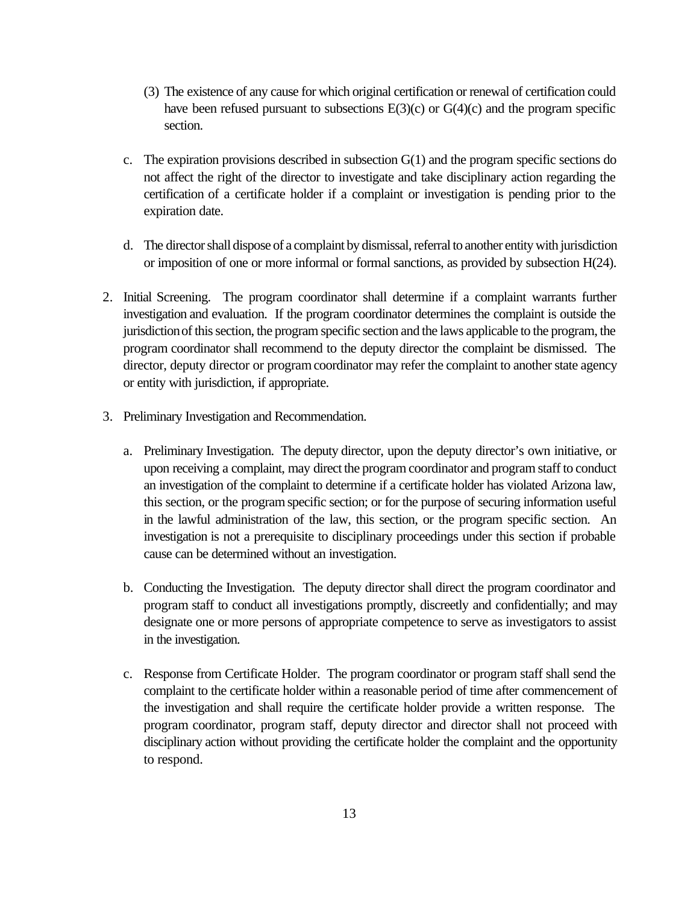(3) The existence of any cause for which original certification or renewal of certification could have been refused pursuant to subsections E(3)(c) or G(4)(c) and the program specific section.

c. The expiration provisions described in subsection G(1) and the program specific sections do not affect the right of the director to investigate and take disciplinary action regarding the certification of a certificate holder if a complaint or investigation is pending prior to the expiration date.

d. The director shall dispose of a complaint by dismissal, referral to another entity with jurisdiction or imposition of one or more informal or formal sanctions, as provided by subsection H(24).

2. Initial Screening. The program coordinator shall determine if a complaint warrants further investigation and evaluation. If the program coordinator determines the complaint is outside the jurisdiction of this section, the program specific section and the laws applicable to the program, the program coordinator shall recommend to the deputy director the complaint be dismissed. The director, deputy director or program coordinator may refer the complaint to another state agency or entity with jurisdiction, if appropriate.

3. Preliminary Investigation and Recommendation.

   a. Preliminary Investigation. The deputy director, upon the deputy director's own initiative, or upon receiving a complaint, may direct the program coordinator and program staff to conduct an investigation of the complaint to determine if a certificate holder has violated Arizona law, this section, or the program specific section; or for the purpose of securing information useful in the lawful administration of the law, this section, or the program specific section. An investigation is not a prerequisite to disciplinary proceedings under this section if probable cause can be determined without an investigation.

   b. Conducting the Investigation. The deputy director shall direct the program coordinator and program staff to conduct all investigations promptly, discreetly and confidentially; and may designate one or more persons of appropriate competence to serve as investigators to assist in the investigation.

   c. Response from Certificate Holder. The program coordinator or program staff shall send the complaint to the certificate holder within a reasonable period of time after commencement of the investigation and shall require the certificate holder provide a written response. The program coordinator, program staff, deputy director and director shall not proceed with disciplinary action without providing the certificate holder the complaint and the opportunity to respond.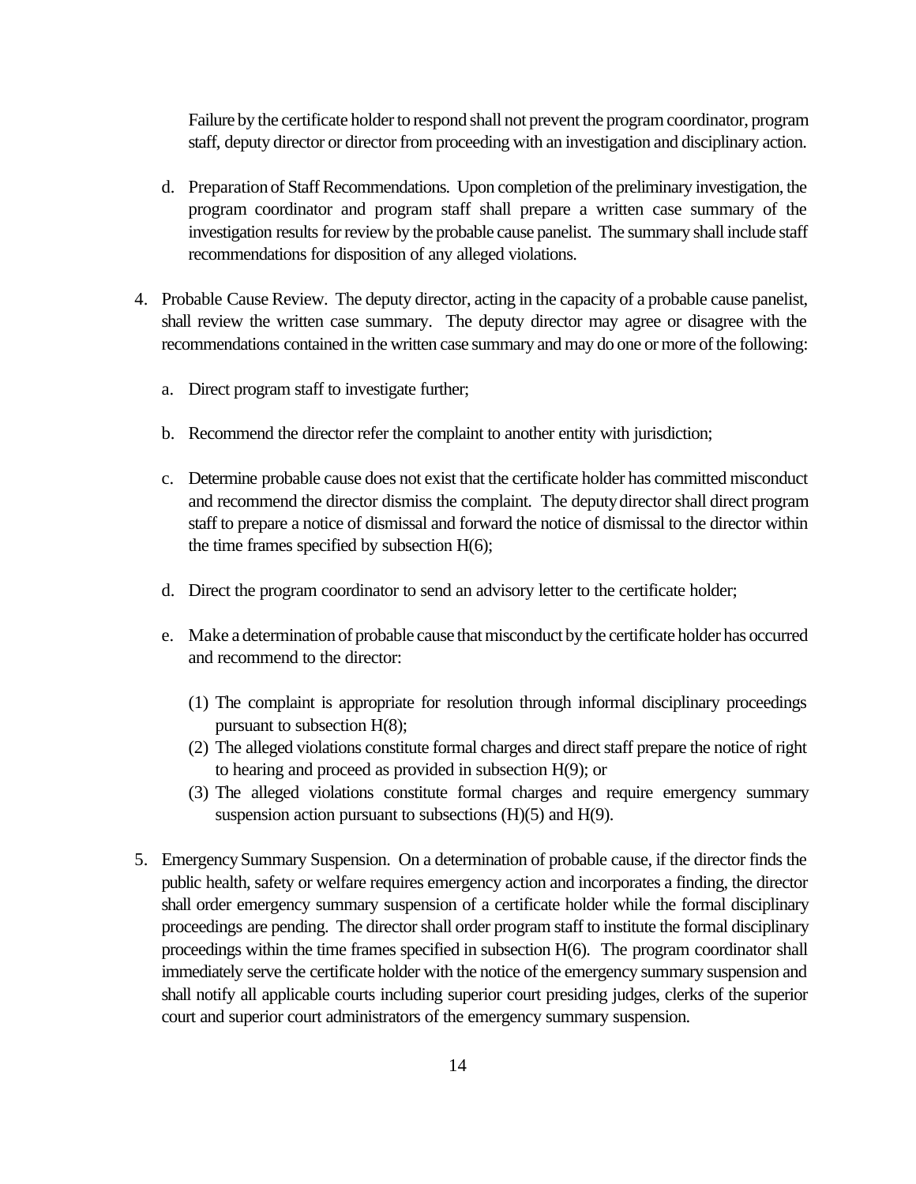Failure by the certificate holder to respond shall not prevent the program coordinator, program staff, deputy director or director from proceeding with an investigation and disciplinary action.

d. Preparation of Staff Recommendations. Upon completion of the preliminary investigation, the program coordinator and program staff shall prepare a written case summary of the investigation results for review by the probable cause panelist. The summary shall include staff recommendations for disposition of any alleged violations.

4. Probable Cause Review. The deputy director, acting in the capacity of a probable cause panelist, shall review the written case summary. The deputy director may agree or disagree with the recommendations contained in the written case summary and may do one or more of the following:

   a. Direct program staff to investigate further;

   b. Recommend the director refer the complaint to another entity with jurisdiction;

   c. Determine probable cause does not exist that the certificate holder has committed misconduct and recommend the director dismiss the complaint. The deputy director shall direct program staff to prepare a notice of dismissal and forward the notice of dismissal to the director within the time frames specified by subsection H(6);

   d. Direct the program coordinator to send an advisory letter to the certificate holder;

   e. Make a determination of probable cause that misconduct by the certificate holder has occurred and recommend to the director:

      (1) The complaint is appropriate for resolution through informal disciplinary proceedings pursuant to subsection H(8);
      (2) The alleged violations constitute formal charges and direct staff prepare the notice of right to hearing and proceed as provided in subsection H(9); or
      (3) The alleged violations constitute formal charges and require emergency summary suspension action pursuant to subsections (H)(5) and H(9).

5. Emergency Summary Suspension. On a determination of probable cause, if the director finds the public health, safety or welfare requires emergency action and incorporates a finding, the director shall order emergency summary suspension of a certificate holder while the formal disciplinary proceedings are pending. The director shall order program staff to institute the formal disciplinary proceedings within the time frames specified in subsection H(6). The program coordinator shall immediately serve the certificate holder with the notice of the emergency summary suspension and shall notify all applicable courts including superior court presiding judges, clerks of the superior court and superior court administrators of the emergency summary suspension.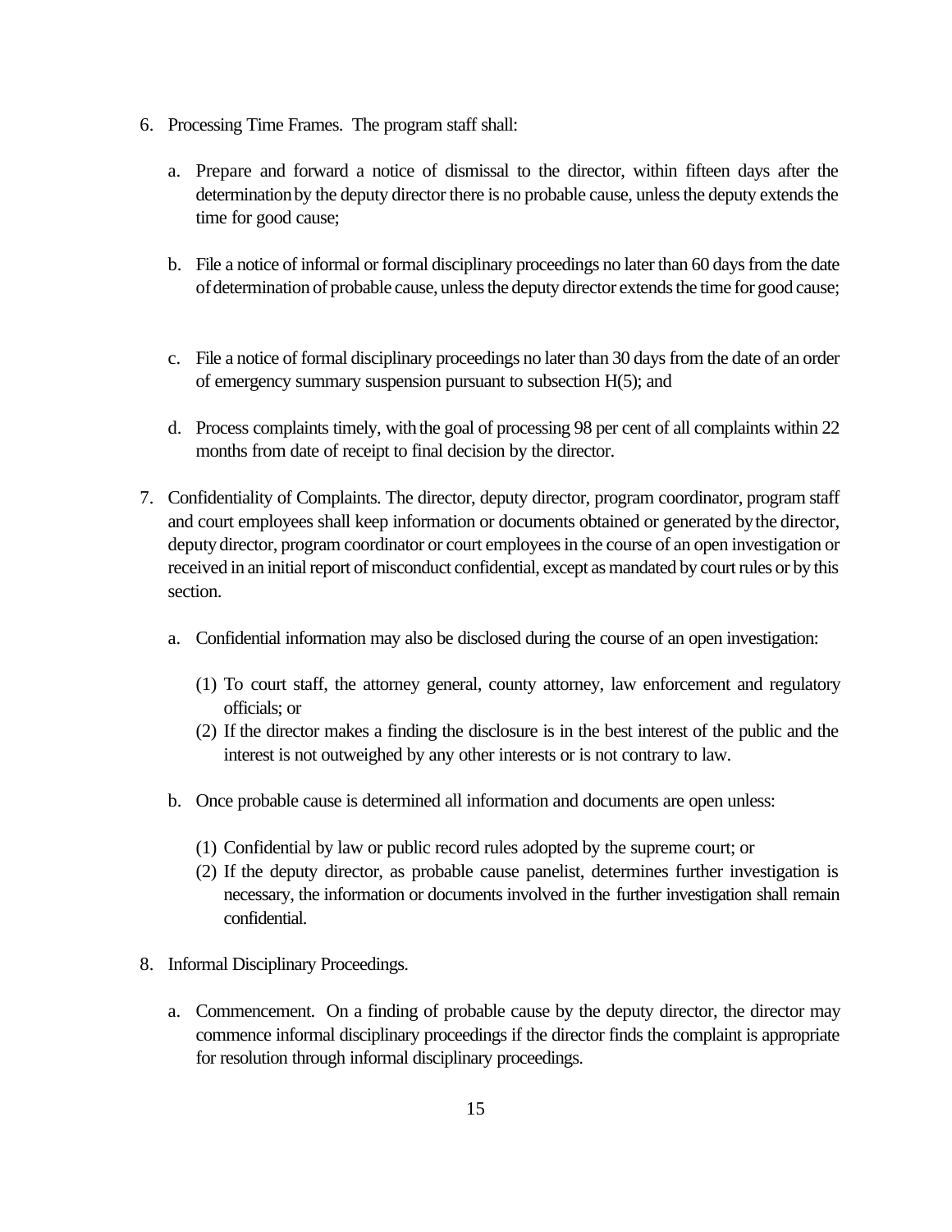6. Processing Time Frames. The program staff shall:

   a. Prepare and forward a notice of dismissal to the director, within fifteen days after the determination by the deputy director there is no probable cause, unless the deputy extends the time for good cause;

   b. File a notice of informal or formal disciplinary proceedings no later than 60 days from the date of determination of probable cause, unless the deputy director extends the time for good cause;

   c. File a notice of formal disciplinary proceedings no later than 30 days from the date of an order of emergency summary suspension pursuant to subsection H(5); and

   d. Process complaints timely, with the goal of processing 98 per cent of all complaints within 22 months from date of receipt to final decision by the director.

7. Confidentiality of Complaints. The director, deputy director, program coordinator, program staff and court employees shall keep information or documents obtained or generated by the director, deputy director, program coordinator or court employees in the course of an open investigation or received in an initial report of misconduct confidential, except as mandated by court rules or by this section.

   a. Confidential information may also be disclosed during the course of an open investigation:

      (1) To court staff, the attorney general, county attorney, law enforcement and regulatory officials; or
      (2) If the director makes a finding the disclosure is in the best interest of the public and the interest is not outweighed by any other interests or is not contrary to law.

   b. Once probable cause is determined all information and documents are open unless:

      (1) Confidential by law or public record rules adopted by the supreme court; or
      (2) If the deputy director, as probable cause panelist, determines further investigation is necessary, the information or documents involved in the further investigation shall remain confidential.

8. Informal Disciplinary Proceedings.

   a. Commencement. On a finding of probable cause by the deputy director, the director may commence informal disciplinary proceedings if the director finds the complaint is appropriate for resolution through informal disciplinary proceedings.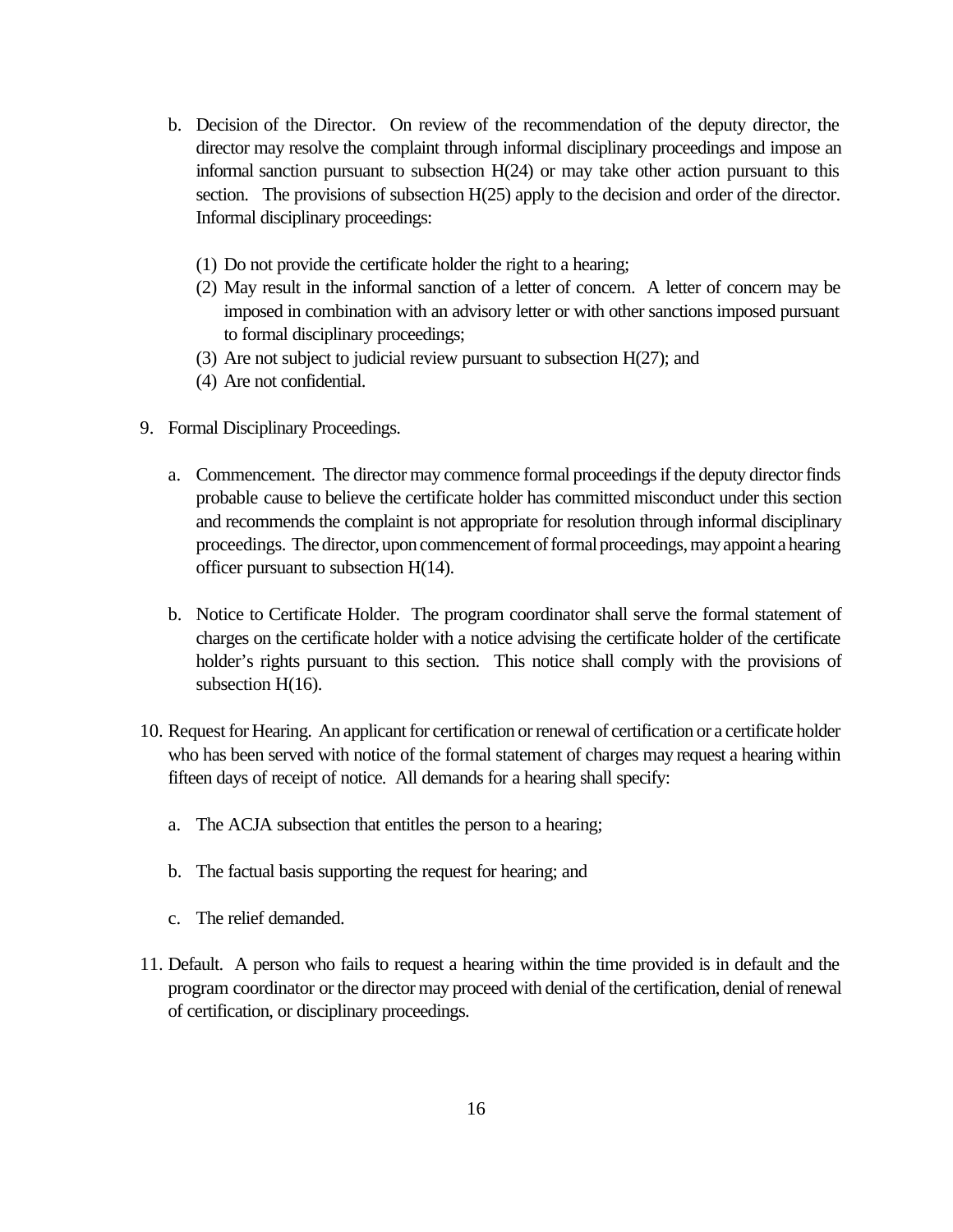b. Decision of the Director. On review of the recommendation of the deputy director, the director may resolve the complaint through informal disciplinary proceedings and impose an informal sanction pursuant to subsection H(24) or may take other action pursuant to this section. The provisions of subsection H(25) apply to the decision and order of the director. Informal disciplinary proceedings:

   (1) Do not provide the certificate holder the right to a hearing;
   (2) May result in the informal sanction of a letter of concern. A letter of concern may be imposed in combination with an advisory letter or with other sanctions imposed pursuant to formal disciplinary proceedings;
   (3) Are not subject to judicial review pursuant to subsection H(27); and
   (4) Are not confidential.

9. Formal Disciplinary Proceedings.

   a. Commencement. The director may commence formal proceedings if the deputy director finds probable cause to believe the certificate holder has committed misconduct under this section and recommends the complaint is not appropriate for resolution through informal disciplinary proceedings. The director, upon commencement of formal proceedings, may appoint a hearing officer pursuant to subsection H(14).

   b. Notice to Certificate Holder. The program coordinator shall serve the formal statement of charges on the certificate holder with a notice advising the certificate holder of the certificate holder's rights pursuant to this section. This notice shall comply with the provisions of subsection H(16).

10. Request for Hearing. An applicant for certification or renewal of certification or a certificate holder who has been served with notice of the formal statement of charges may request a hearing within fifteen days of receipt of notice. All demands for a hearing shall specify:

    a. The ACJA subsection that entitles the person to a hearing;

    b. The factual basis supporting the request for hearing; and

    c. The relief demanded.

11. Default. A person who fails to request a hearing within the time provided is in default and the program coordinator or the director may proceed with denial of the certification, denial of renewal of certification, or disciplinary proceedings.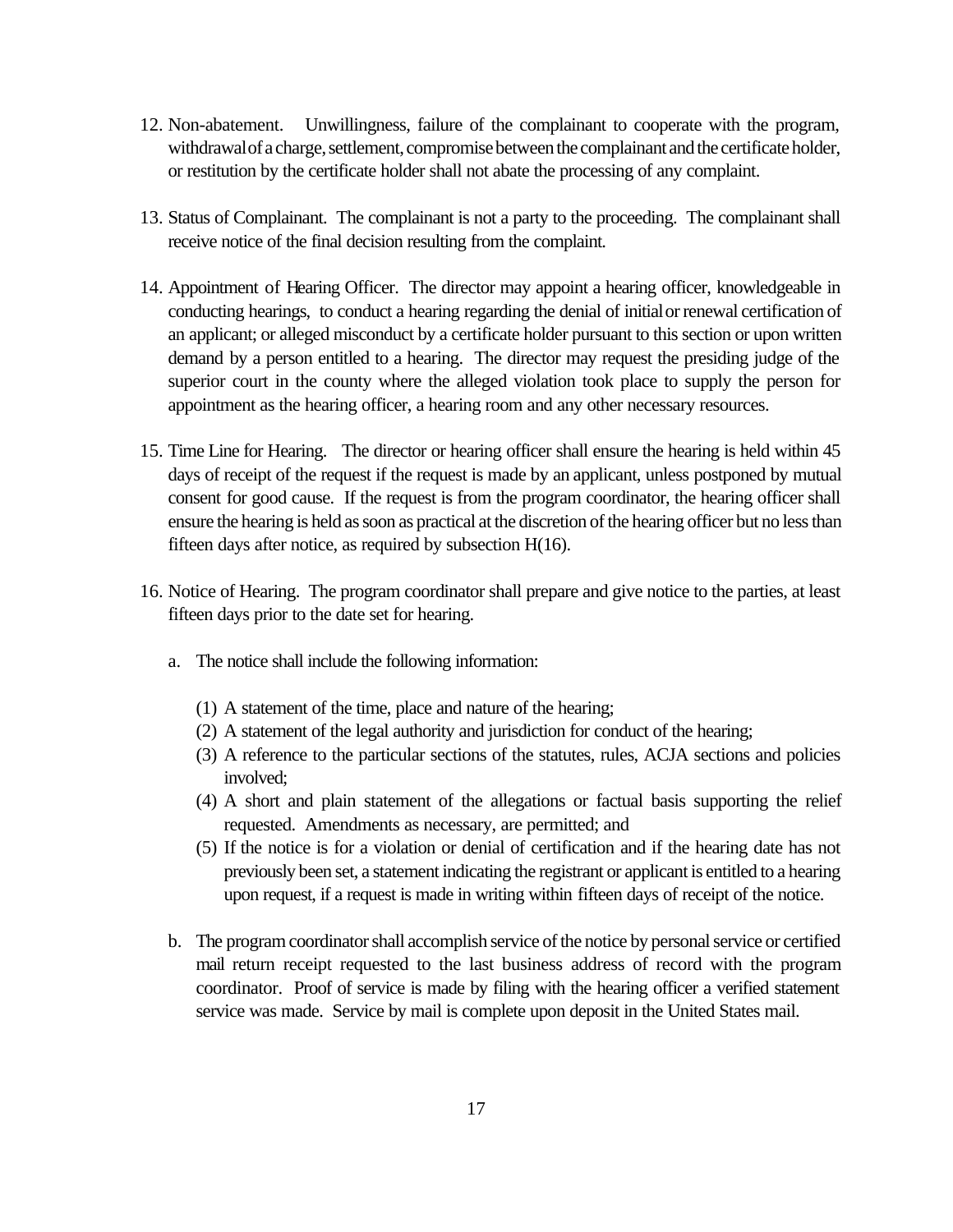12. Non-abatement. Unwillingness, failure of the complainant to cooperate with the program, withdrawal of a charge, settlement, compromise between the complainant and the certificate holder, or restitution by the certificate holder shall not abate the processing of any complaint.

13. Status of Complainant. The complainant is not a party to the proceeding. The complainant shall receive notice of the final decision resulting from the complaint.

14. Appointment of Hearing Officer. The director may appoint a hearing officer, knowledgeable in conducting hearings, to conduct a hearing regarding the denial of initial or renewal certification of an applicant; or alleged misconduct by a certificate holder pursuant to this section or upon written demand by a person entitled to a hearing. The director may request the presiding judge of the superior court in the county where the alleged violation took place to supply the person for appointment as the hearing officer, a hearing room and any other necessary resources.

15. Time Line for Hearing. The director or hearing officer shall ensure the hearing is held within 45 days of receipt of the request if the request is made by an applicant, unless postponed by mutual consent for good cause. If the request is from the program coordinator, the hearing officer shall ensure the hearing is held as soon as practical at the discretion of the hearing officer but no less than fifteen days after notice, as required by subsection H(16).

16. Notice of Hearing. The program coordinator shall prepare and give notice to the parties, at least fifteen days prior to the date set for hearing.

    a. The notice shall include the following information:

        (1) A statement of the time, place and nature of the hearing;
        (2) A statement of the legal authority and jurisdiction for conduct of the hearing;
        (3) A reference to the particular sections of the statutes, rules, ACJA sections and policies involved;
        (4) A short and plain statement of the allegations or factual basis supporting the relief requested. Amendments as necessary, are permitted; and
        (5) If the notice is for a violation or denial of certification and if the hearing date has not previously been set, a statement indicating the registrant or applicant is entitled to a hearing upon request, if a request is made in writing within fifteen days of receipt of the notice.

    b. The program coordinator shall accomplish service of the notice by personal service or certified mail return receipt requested to the last business address of record with the program coordinator. Proof of service is made by filing with the hearing officer a verified statement service was made. Service by mail is complete upon deposit in the United States mail.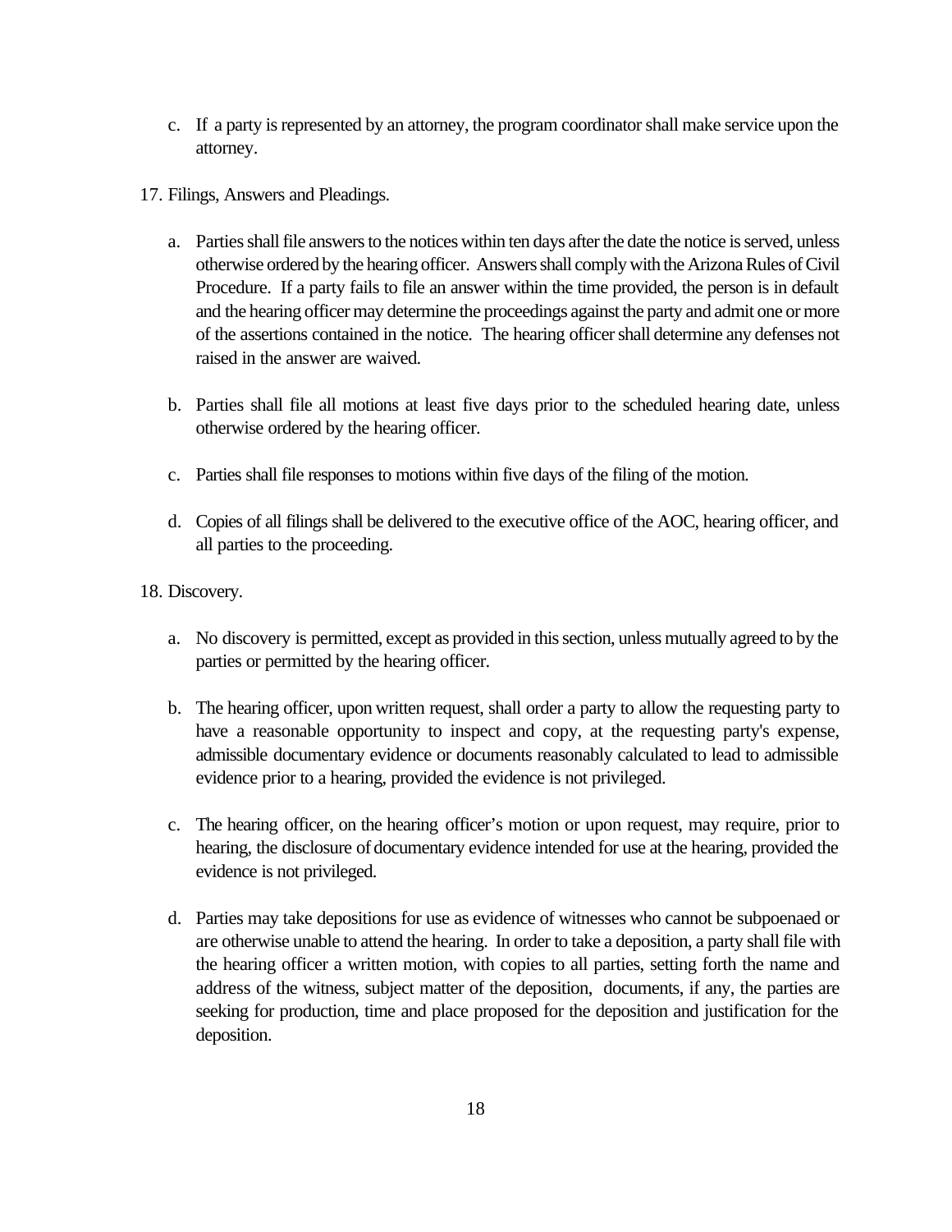c. If a party is represented by an attorney, the program coordinator shall make service upon the attorney.

17. Filings, Answers and Pleadings.

   a. Parties shall file answers to the notices within ten days after the date the notice is served, unless otherwise ordered by the hearing officer. Answers shall comply with the Arizona Rules of Civil Procedure. If a party fails to file an answer within the time provided, the person is in default and the hearing officer may determine the proceedings against the party and admit one or more of the assertions contained in the notice. The hearing officer shall determine any defenses not raised in the answer are waived.

   b. Parties shall file all motions at least five days prior to the scheduled hearing date, unless otherwise ordered by the hearing officer.

   c. Parties shall file responses to motions within five days of the filing of the motion.

   d. Copies of all filings shall be delivered to the executive office of the AOC, hearing officer, and all parties to the proceeding.

18. Discovery.

   a. No discovery is permitted, except as provided in this section, unless mutually agreed to by the parties or permitted by the hearing officer.

   b. The hearing officer, upon written request, shall order a party to allow the requesting party to have a reasonable opportunity to inspect and copy, at the requesting party's expense, admissible documentary evidence or documents reasonably calculated to lead to admissible evidence prior to a hearing, provided the evidence is not privileged.

   c. The hearing officer, on the hearing officer's motion or upon request, may require, prior to hearing, the disclosure of documentary evidence intended for use at the hearing, provided the evidence is not privileged.

   d. Parties may take depositions for use as evidence of witnesses who cannot be subpoenaed or are otherwise unable to attend the hearing. In order to take a deposition, a party shall file with the hearing officer a written motion, with copies to all parties, setting forth the name and address of the witness, subject matter of the deposition, documents, if any, the parties are seeking for production, time and place proposed for the deposition and justification for the deposition.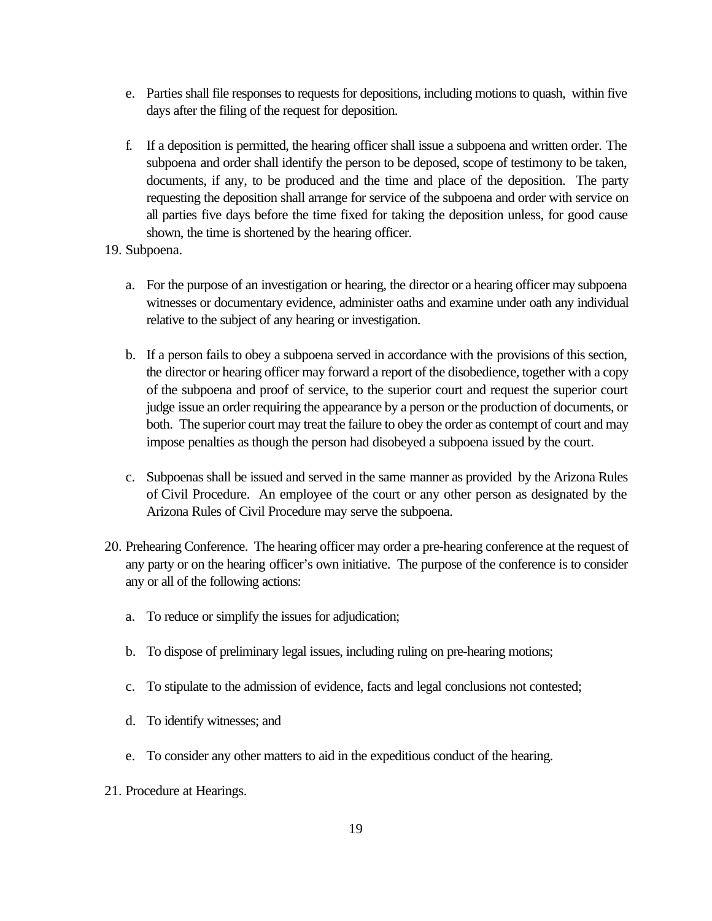e. Parties shall file responses to requests for depositions, including motions to quash, within five days after the filing of the request for deposition.

f. If a deposition is permitted, the hearing officer shall issue a subpoena and written order. The subpoena and order shall identify the person to be deposed, scope of testimony to be taken, documents, if any, to be produced and the time and place of the deposition. The party requesting the deposition shall arrange for service of the subpoena and order with service on all parties five days before the time fixed for taking the deposition unless, for good cause shown, the time is shortened by the hearing officer.

19. Subpoena.

   a. For the purpose of an investigation or hearing, the director or a hearing officer may subpoena witnesses or documentary evidence, administer oaths and examine under oath any individual relative to the subject of any hearing or investigation.

   b. If a person fails to obey a subpoena served in accordance with the provisions of this section, the director or hearing officer may forward a report of the disobedience, together with a copy of the subpoena and proof of service, to the superior court and request the superior court judge issue an order requiring the appearance by a person or the production of documents, or both. The superior court may treat the failure to obey the order as contempt of court and may impose penalties as though the person had disobeyed a subpoena issued by the court.

   c. Subpoenas shall be issued and served in the same manner as provided by the Arizona Rules of Civil Procedure. An employee of the court or any other person as designated by the Arizona Rules of Civil Procedure may serve the subpoena.

20. Prehearing Conference. The hearing officer may order a pre-hearing conference at the request of any party or on the hearing officer's own initiative. The purpose of the conference is to consider any or all of the following actions:

   a. To reduce or simplify the issues for adjudication;

   b. To dispose of preliminary legal issues, including ruling on pre-hearing motions;

   c. To stipulate to the admission of evidence, facts and legal conclusions not contested;

   d. To identify witnesses; and

   e. To consider any other matters to aid in the expeditious conduct of the hearing.

21. Procedure at Hearings.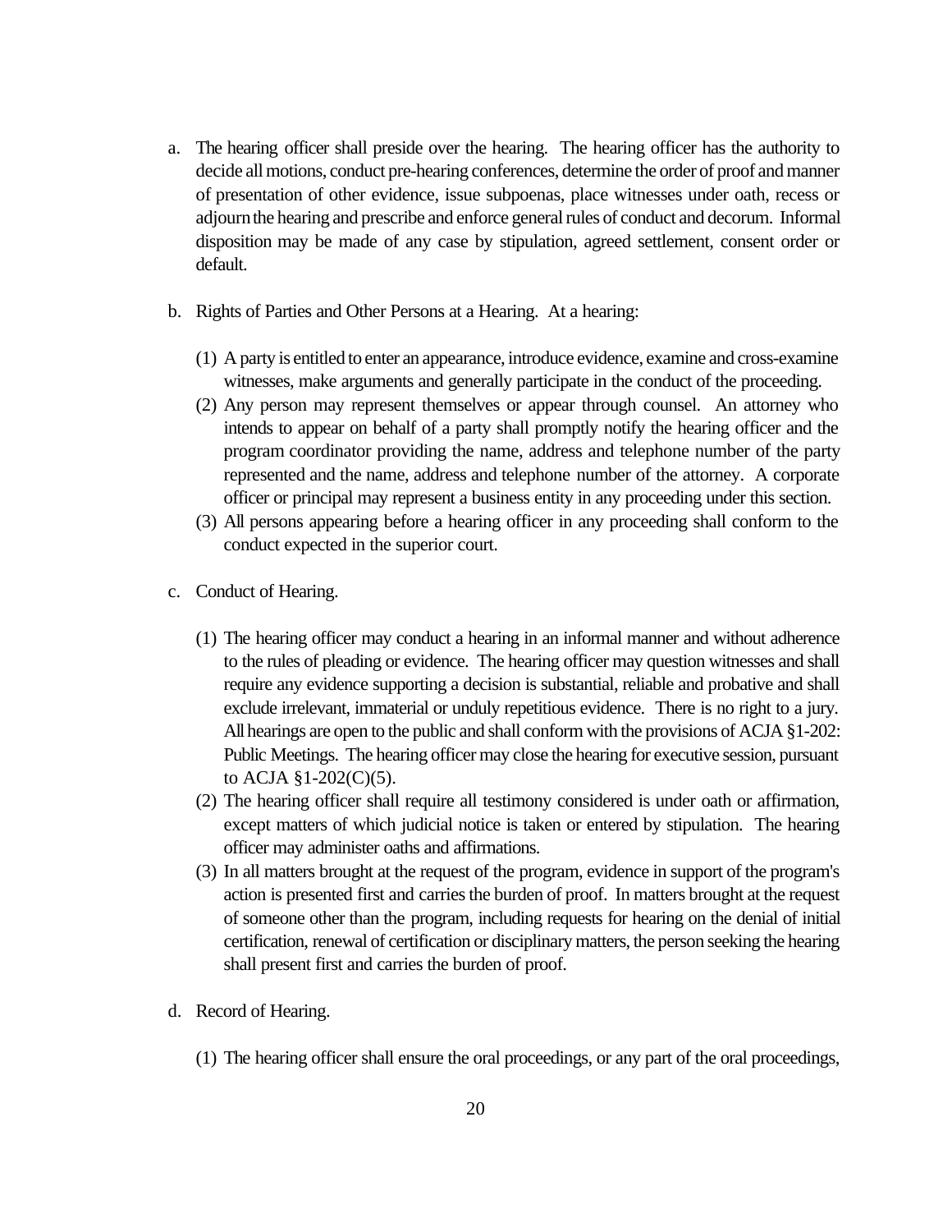a. The hearing officer shall preside over the hearing. The hearing officer has the authority to decide all motions, conduct pre-hearing conferences, determine the order of proof and manner of presentation of other evidence, issue subpoenas, place witnesses under oath, recess or adjourn the hearing and prescribe and enforce general rules of conduct and decorum. Informal disposition may be made of any case by stipulation, agreed settlement, consent order or default.

b. Rights of Parties and Other Persons at a Hearing. At a hearing:

   (1) A party is entitled to enter an appearance, introduce evidence, examine and cross-examine witnesses, make arguments and generally participate in the conduct of the proceeding.
   (2) Any person may represent themselves or appear through counsel. An attorney who intends to appear on behalf of a party shall promptly notify the hearing officer and the program coordinator providing the name, address and telephone number of the party represented and the name, address and telephone number of the attorney. A corporate officer or principal may represent a business entity in any proceeding under this section.
   (3) All persons appearing before a hearing officer in any proceeding shall conform to the conduct expected in the superior court.

c. Conduct of Hearing.

   (1) The hearing officer may conduct a hearing in an informal manner and without adherence to the rules of pleading or evidence. The hearing officer may question witnesses and shall require any evidence supporting a decision is substantial, reliable and probative and shall exclude irrelevant, immaterial or unduly repetitious evidence. There is no right to a jury. All hearings are open to the public and shall conform with the provisions of ACJA §1-202: Public Meetings. The hearing officer may close the hearing for executive session, pursuant to ACJA §1-202(C)(5).
   (2) The hearing officer shall require all testimony considered is under oath or affirmation, except matters of which judicial notice is taken or entered by stipulation. The hearing officer may administer oaths and affirmations.
   (3) In all matters brought at the request of the program, evidence in support of the program's action is presented first and carries the burden of proof. In matters brought at the request of someone other than the program, including requests for hearing on the denial of initial certification, renewal of certification or disciplinary matters, the person seeking the hearing shall present first and carries the burden of proof.

d. Record of Hearing.

   (1) The hearing officer shall ensure the oral proceedings, or any part of the oral proceedings,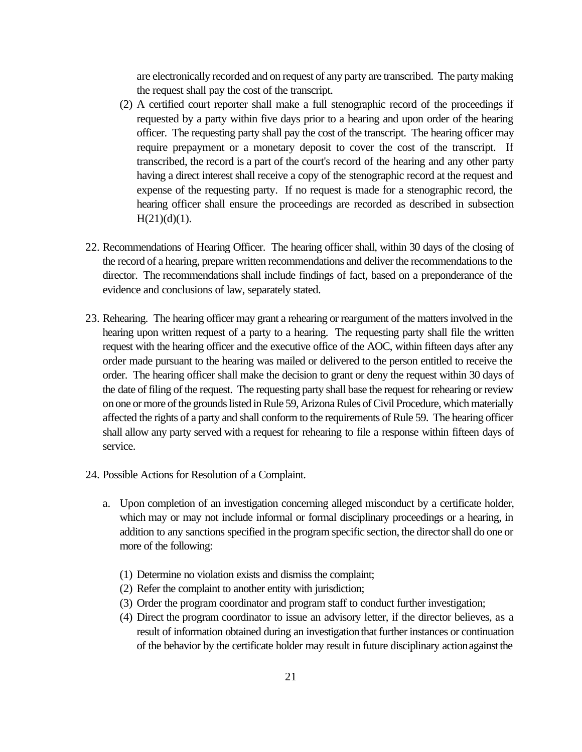are electronically recorded and on request of any party are transcribed. The party making the request shall pay the cost of the transcript.

(2) A certified court reporter shall make a full stenographic record of the proceedings if requested by a party within five days prior to a hearing and upon order of the hearing officer. The requesting party shall pay the cost of the transcript. The hearing officer may require prepayment or a monetary deposit to cover the cost of the transcript. If transcribed, the record is a part of the court's record of the hearing and any other party having a direct interest shall receive a copy of the stenographic record at the request and expense of the requesting party. If no request is made for a stenographic record, the hearing officer shall ensure the proceedings are recorded as described in subsection H(21)(d)(1).

22. Recommendations of Hearing Officer. The hearing officer shall, within 30 days of the closing of the record of a hearing, prepare written recommendations and deliver the recommendations to the director. The recommendations shall include findings of fact, based on a preponderance of the evidence and conclusions of law, separately stated.

23. Rehearing. The hearing officer may grant a rehearing or reargument of the matters involved in the hearing upon written request of a party to a hearing. The requesting party shall file the written request with the hearing officer and the executive office of the AOC, within fifteen days after any order made pursuant to the hearing was mailed or delivered to the person entitled to receive the order. The hearing officer shall make the decision to grant or deny the request within 30 days of the date of filing of the request. The requesting party shall base the request for rehearing or review on one or more of the grounds listed in Rule 59, Arizona Rules of Civil Procedure, which materially affected the rights of a party and shall conform to the requirements of Rule 59. The hearing officer shall allow any party served with a request for rehearing to file a response within fifteen days of service.

24. Possible Actions for Resolution of a Complaint.

    a. Upon completion of an investigation concerning alleged misconduct by a certificate holder, which may or may not include informal or formal disciplinary proceedings or a hearing, in addition to any sanctions specified in the program specific section, the director shall do one or more of the following:

        (1) Determine no violation exists and dismiss the complaint;
        (2) Refer the complaint to another entity with jurisdiction;
        (3) Order the program coordinator and program staff to conduct further investigation;
        (4) Direct the program coordinator to issue an advisory letter, if the director believes, as a result of information obtained during an investigation that further instances or continuation of the behavior by the certificate holder may result in future disciplinary action against the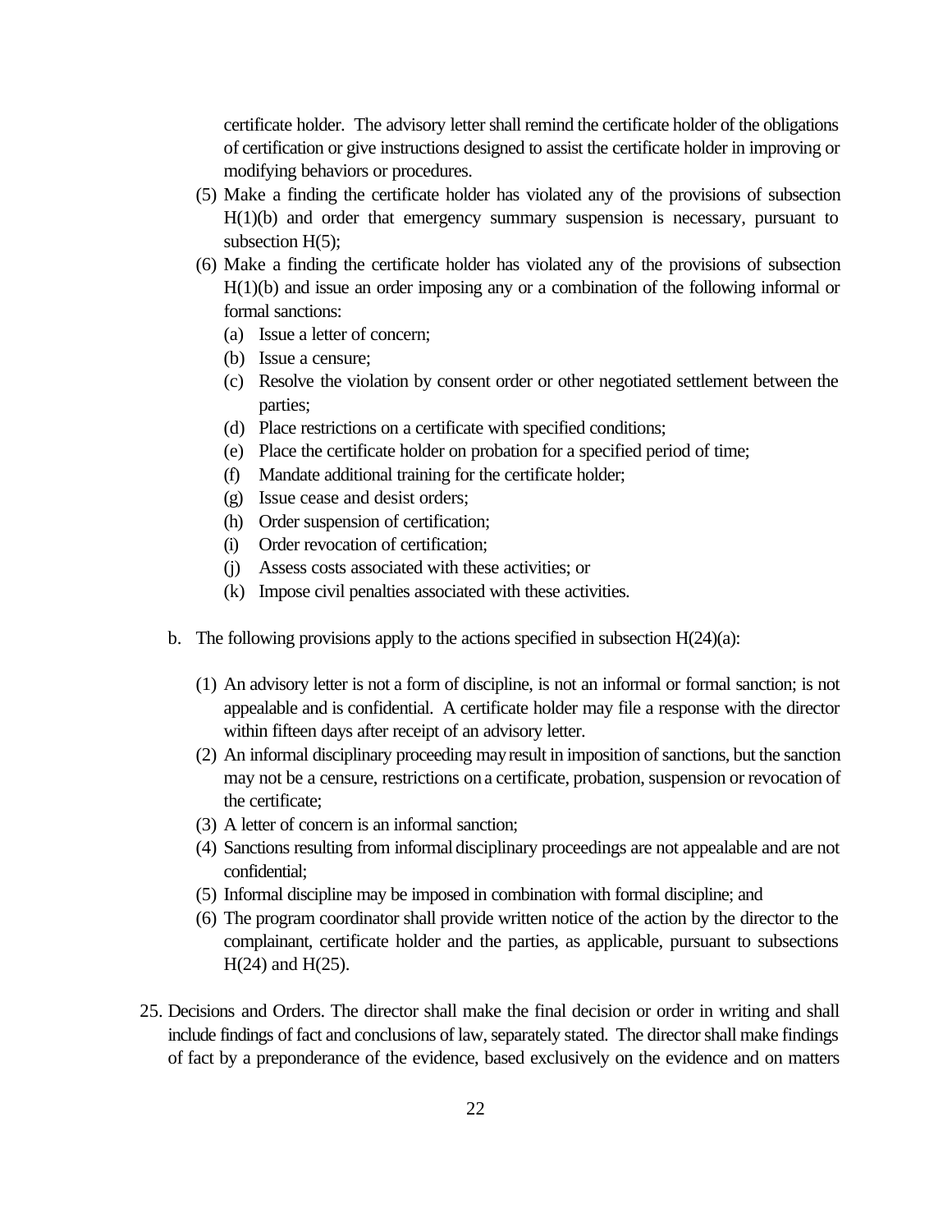certificate holder. The advisory letter shall remind the certificate holder of the obligations of certification or give instructions designed to assist the certificate holder in improving or modifying behaviors or procedures.

(5) Make a finding the certificate holder has violated any of the provisions of subsection H(1)(b) and order that emergency summary suspension is necessary, pursuant to subsection H(5);

(6) Make a finding the certificate holder has violated any of the provisions of subsection H(1)(b) and issue an order imposing any or a combination of the following informal or formal sanctions:

   (a) Issue a letter of concern;
   (b) Issue a censure;
   (c) Resolve the violation by consent order or other negotiated settlement between the parties;
   (d) Place restrictions on a certificate with specified conditions;
   (e) Place the certificate holder on probation for a specified period of time;
   (f) Mandate additional training for the certificate holder;
   (g) Issue cease and desist orders;
   (h) Order suspension of certification;
   (i) Order revocation of certification;
   (j) Assess costs associated with these activities; or
   (k) Impose civil penalties associated with these activities.

b. The following provisions apply to the actions specified in subsection H(24)(a):

   (1) An advisory letter is not a form of discipline, is not an informal or formal sanction; is not appealable and is confidential. A certificate holder may file a response with the director within fifteen days after receipt of an advisory letter.
   (2) An informal disciplinary proceeding may result in imposition of sanctions, but the sanction may not be a censure, restrictions on a certificate, probation, suspension or revocation of the certificate;
   (3) A letter of concern is an informal sanction;
   (4) Sanctions resulting from informal disciplinary proceedings are not appealable and are not confidential;
   (5) Informal discipline may be imposed in combination with formal discipline; and
   (6) The program coordinator shall provide written notice of the action by the director to the complainant, certificate holder and the parties, as applicable, pursuant to subsections H(24) and H(25).

25. Decisions and Orders. The director shall make the final decision or order in writing and shall include findings of fact and conclusions of law, separately stated. The director shall make findings of fact by a preponderance of the evidence, based exclusively on the evidence and on matters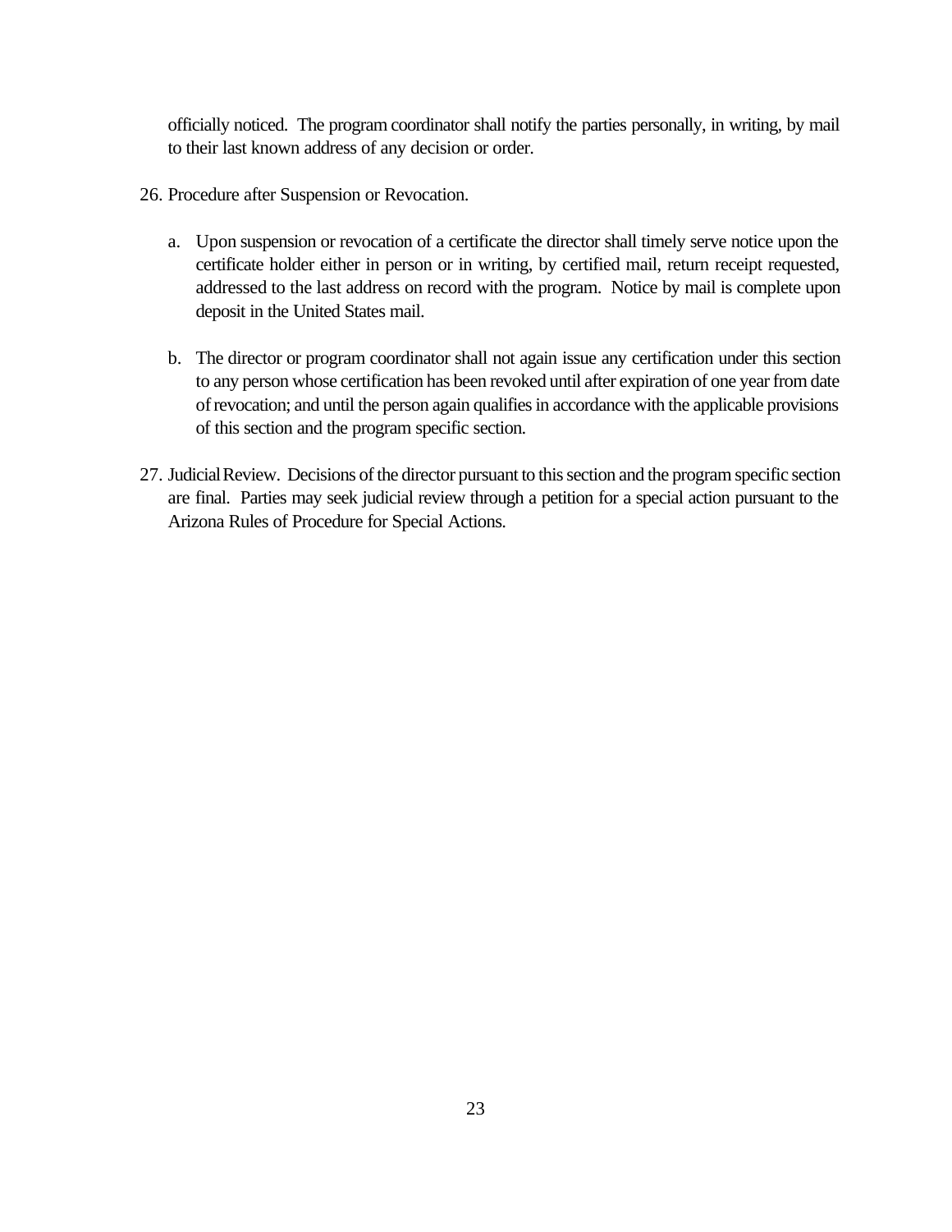officially noticed. The program coordinator shall notify the parties personally, in writing, by mail to their last known address of any decision or order.

26. Procedure after Suspension or Revocation.

    a. Upon suspension or revocation of a certificate the director shall timely serve notice upon the certificate holder either in person or in writing, by certified mail, return receipt requested, addressed to the last address on record with the program. Notice by mail is complete upon deposit in the United States mail.

    b. The director or program coordinator shall not again issue any certification under this section to any person whose certification has been revoked until after expiration of one year from date of revocation; and until the person again qualifies in accordance with the applicable provisions of this section and the program specific section.

27. Judicial Review. Decisions of the director pursuant to this section and the program specific section are final. Parties may seek judicial review through a petition for a special action pursuant to the Arizona Rules of Procedure for Special Actions.